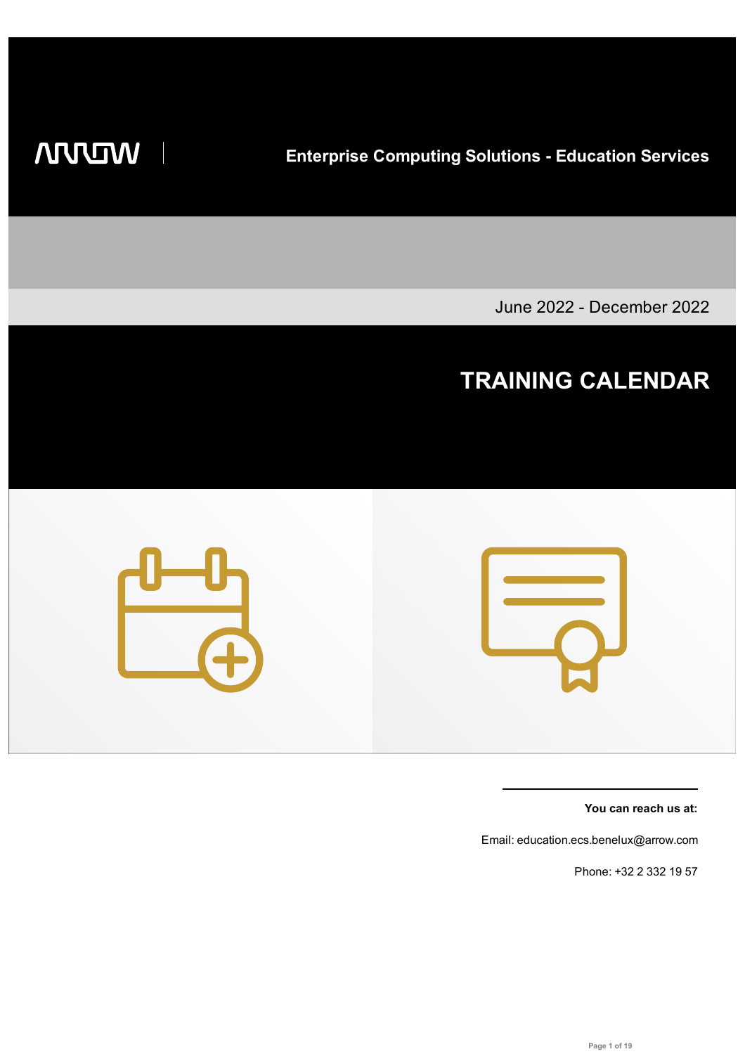ARROW

**Enterprise Computing Solutions - Education Services**

June 2022 - December 2022

# TRAINING CALENDAR

**You can reach us at:**

Email: education.ecs.benelux@arrow.com

Phone: +32 2 332 19 57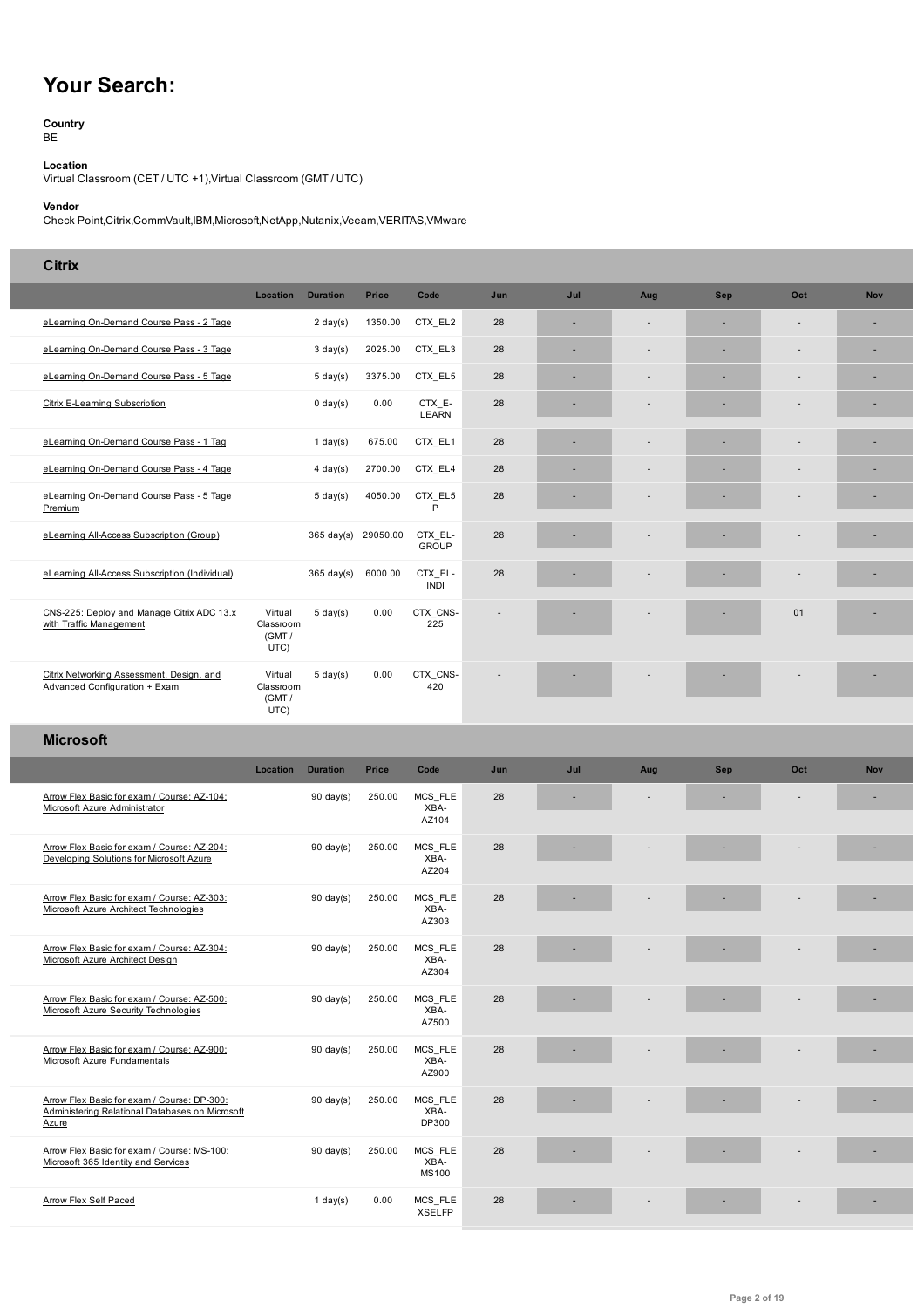# Your Search:

**Country**
BE

**Location**
Virtual Classroom (CET / UTC +1),Virtual Classroom (GMT / UTC)

**Vendor**
Check Point,Citrix,CommVault,IBM,Microsoft,NetApp,Nutanix,Veeam,VERITAS,VMware

## Citrix

| | Location | Duration | Price | Code | Jun | Jul | Aug | Sep | Oct | Nov |
|---|---|---|---|---|---|---|---|---|---|---|
| eLearning On-Demand Course Pass - 2 Tage | | 2 day(s) | 1350.00 | CTX_EL2 | 28 | - | - | - | - | - |
| eLearning On-Demand Course Pass - 3 Tage | | 3 day(s) | 2025.00 | CTX_EL3 | 28 | - | - | - | - | - |
| eLearning On-Demand Course Pass - 5 Tage | | 5 day(s) | 3375.00 | CTX_EL5 | 28 | - | - | - | - | - |
| Citrix E-Learning Subscription | | 0 day(s) | 0.00 | CTX_E-LEARN | 28 | - | - | - | - | - |
| eLearning On-Demand Course Pass - 1 Tag | | 1 day(s) | 675.00 | CTX_EL1 | 28 | - | - | - | - | - |
| eLearning On-Demand Course Pass - 4 Tage | | 4 day(s) | 2700.00 | CTX_EL4 | 28 | - | - | - | - | - |
| eLearning On-Demand Course Pass - 5 Tage Premium | | 5 day(s) | 4050.00 | CTX_EL5P | 28 | - | - | - | - | - |
| eLearning All-Access Subscription (Group) | | 365 day(s) | 29050.00 | CTX_EL-GROUP | 28 | - | - | - | - | - |
| eLearning All-Access Subscription (Individual) | | 365 day(s) | 6000.00 | CTX_EL-INDI | 28 | - | - | - | - | - |
| CNS-225: Deploy and Manage Citrix ADC 13.x with Traffic Management | Virtual Classroom (GMT / UTC) | 5 day(s) | 0.00 | CTX_CNS-225 | - | - | - | - | 01 | - |
| Citrix Networking Assessment, Design, and Advanced Configuration + Exam | Virtual Classroom (GMT / UTC) | 5 day(s) | 0.00 | CTX_CNS-420 | - | - | - | - | - | - |

## Microsoft

| | Location | Duration | Price | Code | Jun | Jul | Aug | Sep | Oct | Nov |
|---|---|---|---|---|---|---|---|---|---|---|
| Arrow Flex Basic for exam / Course: AZ-104: Microsoft Azure Administrator | | 90 day(s) | 250.00 | MCS_FLEXBA-AZ104 | 28 | - | - | - | - | - |
| Arrow Flex Basic for exam / Course: AZ-204: Developing Solutions for Microsoft Azure | | 90 day(s) | 250.00 | MCS_FLEXBA-AZ204 | 28 | - | - | - | - | - |
| Arrow Flex Basic for exam / Course: AZ-303: Microsoft Azure Architect Technologies | | 90 day(s) | 250.00 | MCS_FLEXBA-AZ303 | 28 | - | - | - | - | - |
| Arrow Flex Basic for exam / Course: AZ-304: Microsoft Azure Architect Design | | 90 day(s) | 250.00 | MCS_FLEXBA-AZ304 | 28 | - | - | - | - | - |
| Arrow Flex Basic for exam / Course: AZ-500: Microsoft Azure Security Technologies | | 90 day(s) | 250.00 | MCS_FLEXBA-AZ500 | 28 | - | - | - | - | - |
| Arrow Flex Basic for exam / Course: AZ-900: Microsoft Azure Fundamentals | | 90 day(s) | 250.00 | MCS_FLEXBA-AZ900 | 28 | - | - | - | - | - |
| Arrow Flex Basic for exam / Course: DP-300: Administering Relational Databases on Microsoft Azure | | 90 day(s) | 250.00 | MCS_FLEXBA-DP300 | 28 | - | - | - | - | - |
| Arrow Flex Basic for exam / Course: MS-100: Microsoft 365 Identity and Services | | 90 day(s) | 250.00 | MCS_FLEXBA-MS100 | 28 | - | - | - | - | - |
| Arrow Flex Self Paced | | 1 day(s) | 0.00 | MCS_FLEXSELFP | 28 | - | - | - | - | - |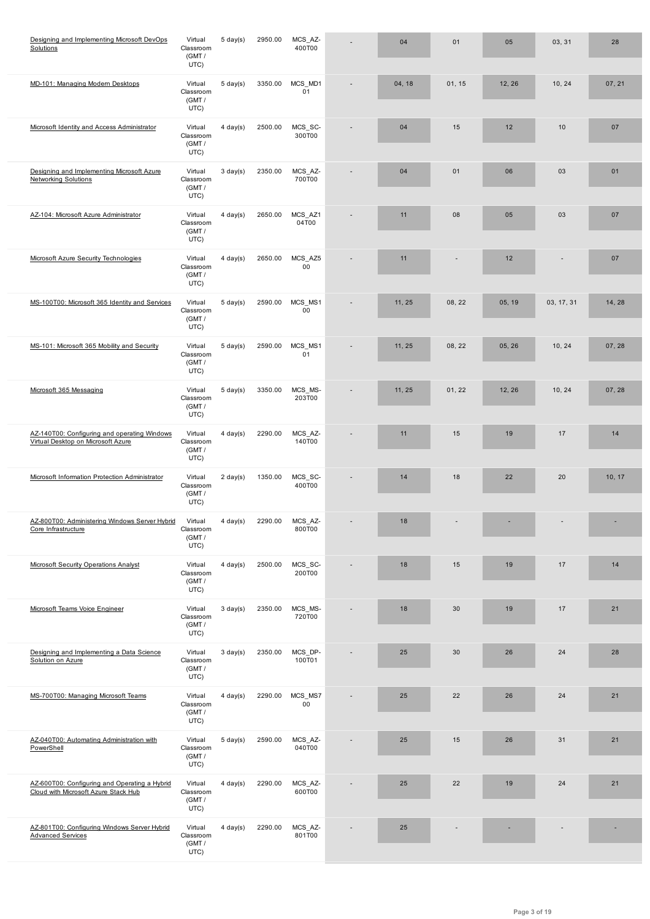| | | | | | | | | | | |
|---|---|---|---|---|---|---|---|---|---|---|
| Designing and Implementing Microsoft DevOps Solutions | Virtual Classroom (GMT / UTC) | 5 day(s) | 2950.00 | MCS_AZ-400T00 | - | 04 | 01 | 05 | 03, 31 | 28 |
| MD-101: Managing Modern Desktops | Virtual Classroom (GMT / UTC) | 5 day(s) | 3350.00 | MCS_MD101 | - | 04, 18 | 01, 15 | 12, 26 | 10, 24 | 07, 21 |
| Microsoft Identity and Access Administrator | Virtual Classroom (GMT / UTC) | 4 day(s) | 2500.00 | MCS_SC-300T00 | - | 04 | 15 | 12 | 10 | 07 |
| Designing and Implementing Microsoft Azure Networking Solutions | Virtual Classroom (GMT / UTC) | 3 day(s) | 2350.00 | MCS_AZ-700T00 | - | 04 | 01 | 06 | 03 | 01 |
| AZ-104: Microsoft Azure Administrator | Virtual Classroom (GMT / UTC) | 4 day(s) | 2650.00 | MCS_AZ104T00 | - | 11 | 08 | 05 | 03 | 07 |
| Microsoft Azure Security Technologies | Virtual Classroom (GMT / UTC) | 4 day(s) | 2650.00 | MCS_AZ500 | - | 11 | - | 12 | - | 07 |
| MS-100T00: Microsoft 365 Identity and Services | Virtual Classroom (GMT / UTC) | 5 day(s) | 2590.00 | MCS_MS100 | - | 11, 25 | 08, 22 | 05, 19 | 03, 17, 31 | 14, 28 |
| MS-101: Microsoft 365 Mobility and Security | Virtual Classroom (GMT / UTC) | 5 day(s) | 2590.00 | MCS_MS101 | - | 11, 25 | 08, 22 | 05, 26 | 10, 24 | 07, 28 |
| Microsoft 365 Messaging | Virtual Classroom (GMT / UTC) | 5 day(s) | 3350.00 | MCS_MS-203T00 | - | 11, 25 | 01, 22 | 12, 26 | 10, 24 | 07, 28 |
| AZ-140T00: Configuring and operating Windows Virtual Desktop on Microsoft Azure | Virtual Classroom (GMT / UTC) | 4 day(s) | 2290.00 | MCS_AZ-140T00 | - | 11 | 15 | 19 | 17 | 14 |
| Microsoft Information Protection Administrator | Virtual Classroom (GMT / UTC) | 2 day(s) | 1350.00 | MCS_SC-400T00 | - | 14 | 18 | 22 | 20 | 10, 17 |
| AZ-800T00: Administering Windows Server Hybrid Core Infrastructure | Virtual Classroom (GMT / UTC) | 4 day(s) | 2290.00 | MCS_AZ-800T00 | - | 18 | - | - | - | - |
| Microsoft Security Operations Analyst | Virtual Classroom (GMT / UTC) | 4 day(s) | 2500.00 | MCS_SC-200T00 | - | 18 | 15 | 19 | 17 | 14 |
| Microsoft Teams Voice Engineer | Virtual Classroom (GMT / UTC) | 3 day(s) | 2350.00 | MCS_MS-720T00 | - | 18 | 30 | 19 | 17 | 21 |
| Designing and Implementing a Data Science Solution on Azure | Virtual Classroom (GMT / UTC) | 3 day(s) | 2350.00 | MCS_DP-100T01 | - | 25 | 30 | 26 | 24 | 28 |
| MS-700T00: Managing Microsoft Teams | Virtual Classroom (GMT / UTC) | 4 day(s) | 2290.00 | MCS_MS700 | - | 25 | 22 | 26 | 24 | 21 |
| AZ-040T00: Automating Administration with PowerShell | Virtual Classroom (GMT / UTC) | 5 day(s) | 2590.00 | MCS_AZ-040T00 | - | 25 | 15 | 26 | 31 | 21 |
| AZ-600T00: Configuring and Operating a Hybrid Cloud with Microsoft Azure Stack Hub | Virtual Classroom (GMT / UTC) | 4 day(s) | 2290.00 | MCS_AZ-600T00 | - | 25 | 22 | 19 | 24 | 21 |
| AZ-801T00: Configuring Windows Server Hybrid Advanced Services | Virtual Classroom (GMT / UTC) | 4 day(s) | 2290.00 | MCS_AZ-801T00 | - | 25 | - | - | - | - |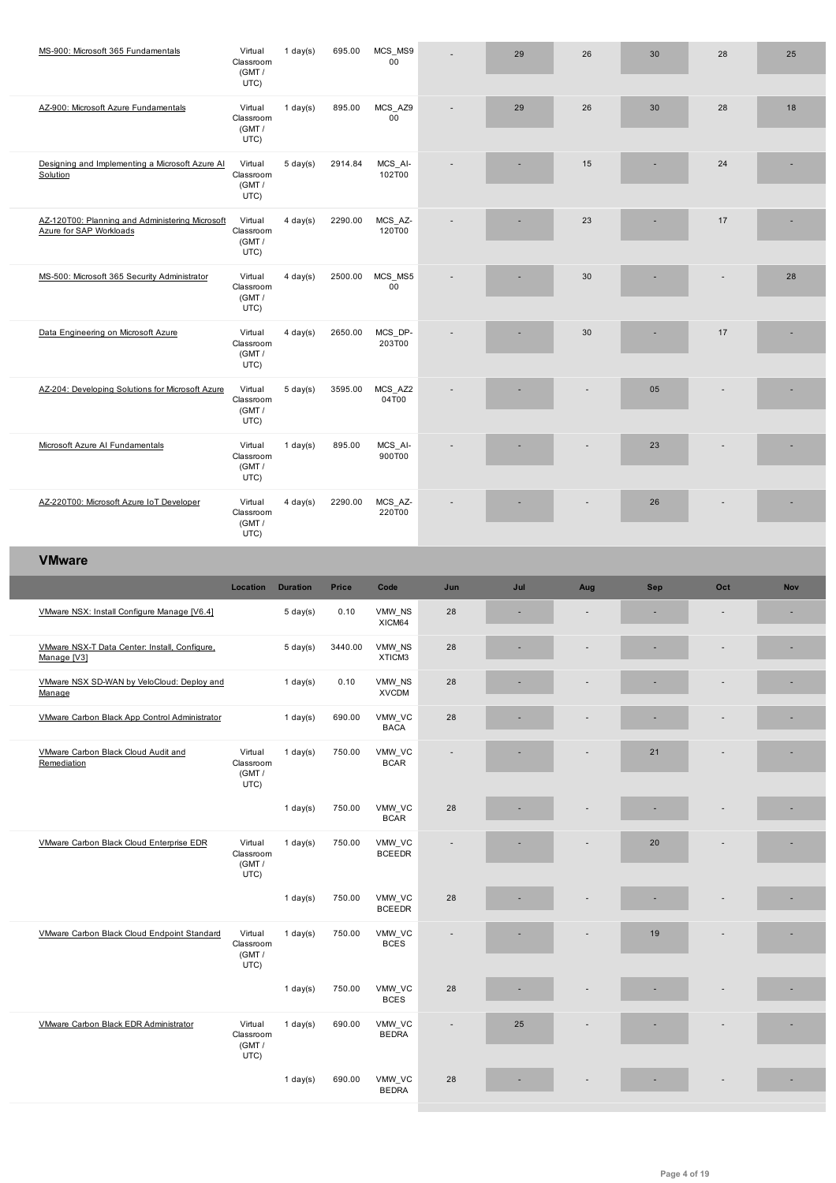| | Location | Duration | Price | Code | Jun | Jul | Aug | Sep | Oct | Nov |
|---|---|---|---|---|---|---|---|---|---|---|
| MS-900: Microsoft 365 Fundamentals | Virtual Classroom (GMT / UTC) | 1 day(s) | 695.00 | MCS_MS900 | - | 29 | 26 | 30 | 28 | 25 |
| AZ-900: Microsoft Azure Fundamentals | Virtual Classroom (GMT / UTC) | 1 day(s) | 895.00 | MCS_AZ900 | - | 29 | 26 | 30 | 28 | 18 |
| Designing and Implementing a Microsoft Azure AI Solution | Virtual Classroom (GMT / UTC) | 5 day(s) | 2914.84 | MCS_AI-102T00 | - | - | 15 | - | 24 | - |
| AZ-120T00: Planning and Administering Microsoft Azure for SAP Workloads | Virtual Classroom (GMT / UTC) | 4 day(s) | 2290.00 | MCS_AZ-120T00 | - | - | 23 | - | 17 | - |
| MS-500: Microsoft 365 Security Administrator | Virtual Classroom (GMT / UTC) | 4 day(s) | 2500.00 | MCS_MS500 | - | - | 30 | - | - | 28 |
| Data Engineering on Microsoft Azure | Virtual Classroom (GMT / UTC) | 4 day(s) | 2650.00 | MCS_DP-203T00 | - | - | 30 | - | 17 | - |
| AZ-204: Developing Solutions for Microsoft Azure | Virtual Classroom (GMT / UTC) | 5 day(s) | 3595.00 | MCS_AZ204T00 | - | - | - | 05 | - | - |
| Microsoft Azure AI Fundamentals | Virtual Classroom (GMT / UTC) | 1 day(s) | 895.00 | MCS_AI-900T00 | - | - | - | 23 | - | - |
| AZ-220T00: Microsoft Azure IoT Developer | Virtual Classroom (GMT / UTC) | 4 day(s) | 2290.00 | MCS_AZ-220T00 | - | - | - | 26 | - | - |

## VMware

| | Location | Duration | Price | Code | Jun | Jul | Aug | Sep | Oct | Nov |
|---|---|---|---|---|---|---|---|---|---|---|
| VMware NSX: Install Configure Manage [V6.4] | | 5 day(s) | 0.10 | VMW_NSXICM64 | 28 | - | - | - | - | - |
| VMware NSX-T Data Center: Install, Configure, Manage [V3] | | 5 day(s) | 3440.00 | VMW_NSXTICM3 | 28 | - | - | - | - | - |
| VMware NSX SD-WAN by VeloCloud: Deploy and Manage | | 1 day(s) | 0.10 | VMW_NSXVCDM | 28 | - | - | - | - | - |
| VMware Carbon Black App Control Administrator | | 1 day(s) | 690.00 | VMW_VCBACA | 28 | - | - | - | - | - |
| VMware Carbon Black Cloud Audit and Remediation | Virtual Classroom (GMT / UTC) | 1 day(s) | 750.00 | VMW_VCBCAR | - | - | - | 21 | - | - |
| | | 1 day(s) | 750.00 | VMW_VCBCAR | 28 | - | - | - | - | - |
| VMware Carbon Black Cloud Enterprise EDR | Virtual Classroom (GMT / UTC) | 1 day(s) | 750.00 | VMW_VCBCEEDR | - | - | - | 20 | - | - |
| | | 1 day(s) | 750.00 | VMW_VCBCEEDR | 28 | - | - | - | - | - |
| VMware Carbon Black Cloud Endpoint Standard | Virtual Classroom (GMT / UTC) | 1 day(s) | 750.00 | VMW_VCBCES | - | - | - | 19 | - | - |
| | | 1 day(s) | 750.00 | VMW_VCBCES | 28 | - | - | - | - | - |
| VMware Carbon Black EDR Administrator | Virtual Classroom (GMT / UTC) | 1 day(s) | 690.00 | VMW_VCBEDRA | - | 25 | - | - | - | - |
| | | 1 day(s) | 690.00 | VMW_VCBEDRA | 28 | - | - | - | - | - |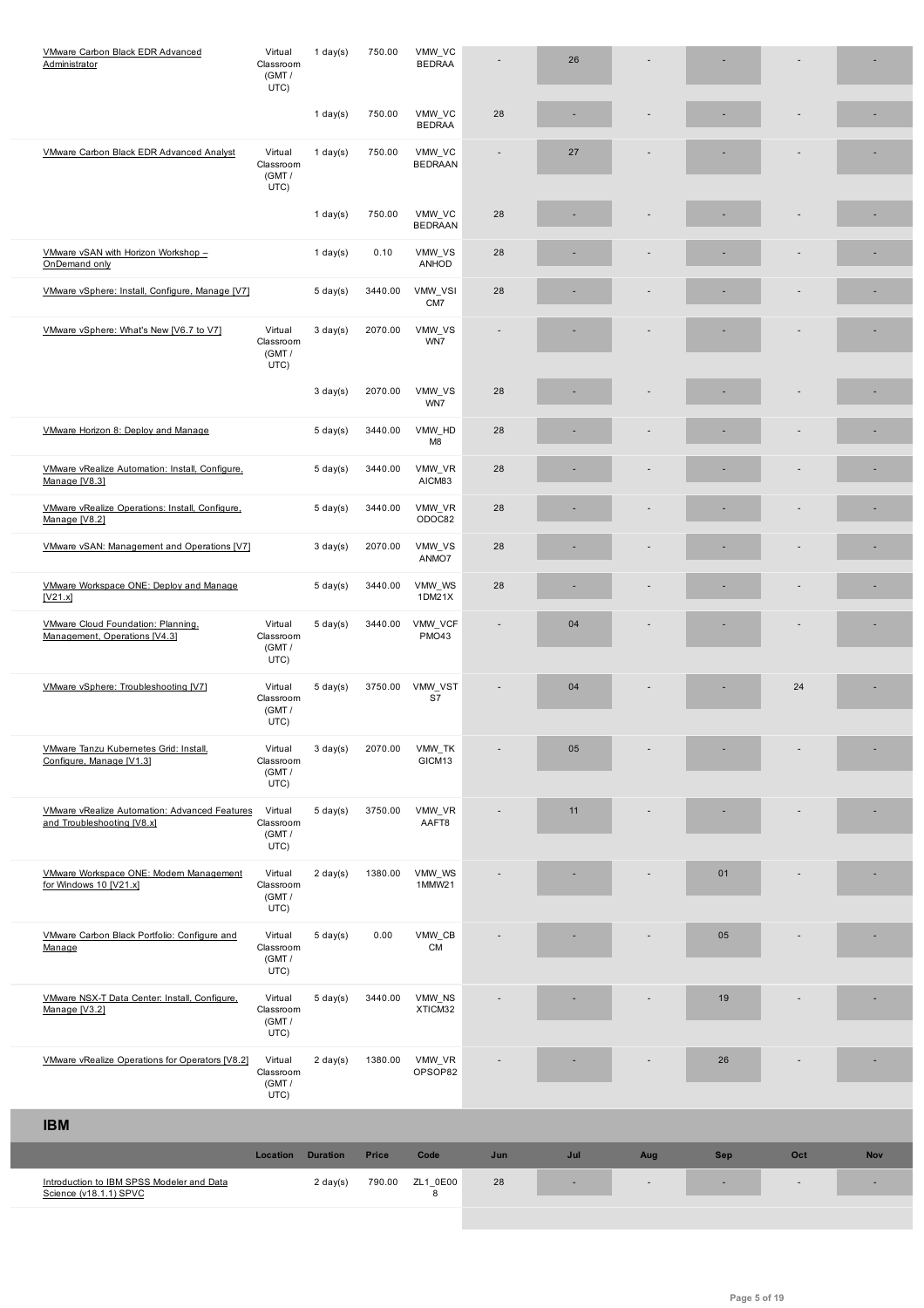| | Location | Duration | Price | Code | Jun | Jul | Aug | Sep | Oct | Nov |
|---|---|---|---|---|---|---|---|---|---|---|
| VMware Carbon Black EDR Advanced Administrator | Virtual Classroom (GMT / UTC) | 1 day(s) | 750.00 | VMW_VCBEDRAA | - | 26 | - | - | - | - |
| | | 1 day(s) | 750.00 | VMW_VCBEDRAA | 28 | - | - | - | - | - |
| VMware Carbon Black EDR Advanced Analyst | Virtual Classroom (GMT / UTC) | 1 day(s) | 750.00 | VMW_VCBEDRAAN | - | 27 | - | - | - | - |
| | | 1 day(s) | 750.00 | VMW_VCBEDRAAN | 28 | - | - | - | - | - |
| VMware vSAN with Horizon Workshop – OnDemand only | | 1 day(s) | 0.10 | VMW_VSANHOD | 28 | - | - | - | - | - |
| VMware vSphere: Install, Configure, Manage [V7] | | 5 day(s) | 3440.00 | VMW_VSICM7 | 28 | - | - | - | - | - |
| VMware vSphere: What's New [V6.7 to V7] | Virtual Classroom (GMT / UTC) | 3 day(s) | 2070.00 | VMW_VSWN7 | - | - | - | - | - | - |
| | | 3 day(s) | 2070.00 | VMW_VSWN7 | 28 | - | - | - | - | - |
| VMware Horizon 8: Deploy and Manage | | 5 day(s) | 3440.00 | VMW_HDM8 | 28 | - | - | - | - | - |
| VMware vRealize Automation: Install, Configure, Manage [V8.3] | | 5 day(s) | 3440.00 | VMW_VRAICM83 | 28 | - | - | - | - | - |
| VMware vRealize Operations: Install, Configure, Manage [V8.2] | | 5 day(s) | 3440.00 | VMW_VRODOC82 | 28 | - | - | - | - | - |
| VMware vSAN: Management and Operations [V7] | | 3 day(s) | 2070.00 | VMW_VSANMO7 | 28 | - | - | - | - | - |
| VMware Workspace ONE: Deploy and Manage [V21.x] | | 5 day(s) | 3440.00 | VMW_WS1DM21X | 28 | - | - | - | - | - |
| VMware Cloud Foundation: Planning, Management, Operations [V4.3] | Virtual Classroom (GMT / UTC) | 5 day(s) | 3440.00 | VMW_VCFPMO43 | - | 04 | - | - | - | - |
| VMware vSphere: Troubleshooting [V7] | Virtual Classroom (GMT / UTC) | 5 day(s) | 3750.00 | VMW_VSTS7 | - | 04 | - | - | 24 | - |
| VMware Tanzu Kubernetes Grid: Install, Configure, Manage [V1.3] | Virtual Classroom (GMT / UTC) | 3 day(s) | 2070.00 | VMW_TKGICM13 | - | 05 | - | - | - | - |
| VMware vRealize Automation: Advanced Features and Troubleshooting [V8.x] | Virtual Classroom (GMT / UTC) | 5 day(s) | 3750.00 | VMW_VRAAFT8 | - | 11 | - | - | - | - |
| VMware Workspace ONE: Modern Management for Windows 10 [V21.x] | Virtual Classroom (GMT / UTC) | 2 day(s) | 1380.00 | VMW_WS1MMW21 | - | - | - | 01 | - | - |
| VMware Carbon Black Portfolio: Configure and Manage | Virtual Classroom (GMT / UTC) | 5 day(s) | 0.00 | VMW_CBCM | - | - | - | 05 | - | - |
| VMware NSX-T Data Center: Install, Configure, Manage [V3.2] | Virtual Classroom (GMT / UTC) | 5 day(s) | 3440.00 | VMW_NSXTICM32 | - | - | - | 19 | - | - |
| VMware vRealize Operations for Operators [V8.2] | Virtual Classroom (GMT / UTC) | 2 day(s) | 1380.00 | VMW_VROPSOP82 | - | - | - | 26 | - | - |

## IBM

| | Location | Duration | Price | Code | Jun | Jul | Aug | Sep | Oct | Nov |
|---|---|---|---|---|---|---|---|---|---|---|
| Introduction to IBM SPSS Modeler and Data Science (v18.1.1) SPVC | | 2 day(s) | 790.00 | ZL1_0E008 | 28 | - | - | - | - | - |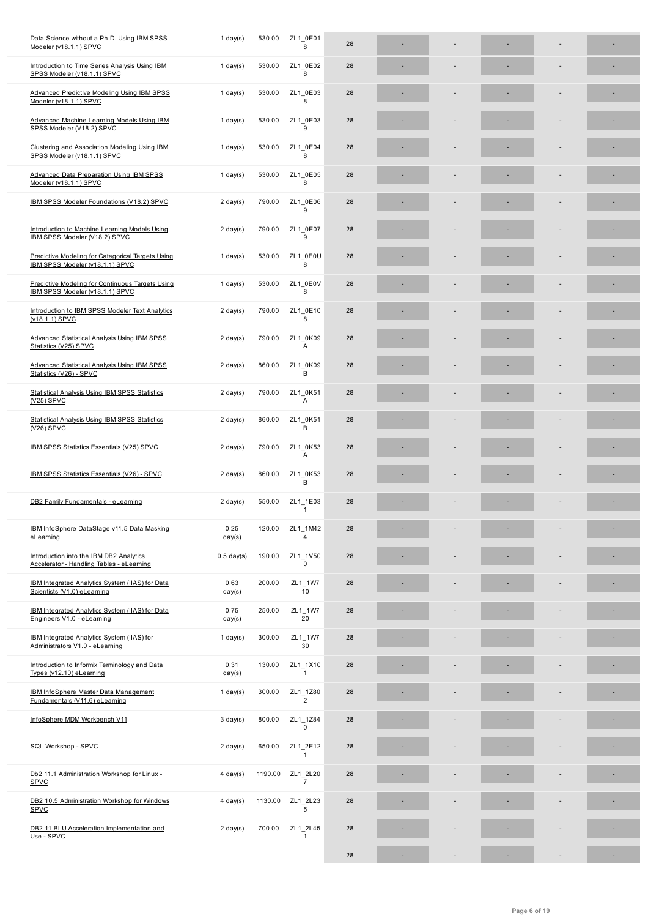| | | | | | | | | | |
|---|---|---|---|---|---|---|---|---|---|
| Data Science without a Ph.D. Using IBM SPSS Modeler (v18.1.1) SPVC | 1 day(s) | 530.00 | ZL1_0E018 | 28 | - | - | - | - | - |
| Introduction to Time Series Analysis Using IBM SPSS Modeler (v18.1.1) SPVC | 1 day(s) | 530.00 | ZL1_0E028 | 28 | - | - | - | - | - |
| Advanced Predictive Modeling Using IBM SPSS Modeler (v18.1.1) SPVC | 1 day(s) | 530.00 | ZL1_0E038 | 28 | - | - | - | - | - |
| Advanced Machine Learning Models Using IBM SPSS Modeler (V18.2) SPVC | 1 day(s) | 530.00 | ZL1_0E039 | 28 | - | - | - | - | - |
| Clustering and Association Modeling Using IBM SPSS Modeler (v18.1.1) SPVC | 1 day(s) | 530.00 | ZL1_0E048 | 28 | - | - | - | - | - |
| Advanced Data Preparation Using IBM SPSS Modeler (v18.1.1) SPVC | 1 day(s) | 530.00 | ZL1_0E058 | 28 | - | - | - | - | - |
| IBM SPSS Modeler Foundations (V18.2) SPVC | 2 day(s) | 790.00 | ZL1_0E069 | 28 | - | - | - | - | - |
| Introduction to Machine Learning Models Using IBM SPSS Modeler (V18.2) SPVC | 2 day(s) | 790.00 | ZL1_0E079 | 28 | - | - | - | - | - |
| Predictive Modeling for Categorical Targets Using IBM SPSS Modeler (v18.1.1) SPVC | 1 day(s) | 530.00 | ZL1_0E0U8 | 28 | - | - | - | - | - |
| Predictive Modeling for Continuous Targets Using IBM SPSS Modeler (v18.1.1) SPVC | 1 day(s) | 530.00 | ZL1_0E0V8 | 28 | - | - | - | - | - |
| Introduction to IBM SPSS Modeler Text Analytics (v18.1.1) SPVC | 2 day(s) | 790.00 | ZL1_0E108 | 28 | - | - | - | - | - |
| Advanced Statistical Analysis Using IBM SPSS Statistics (V25) SPVC | 2 day(s) | 790.00 | ZL1_0K09A | 28 | - | - | - | - | - |
| Advanced Statistical Analysis Using IBM SPSS Statistics (V26) - SPVC | 2 day(s) | 860.00 | ZL1_0K09B | 28 | - | - | - | - | - |
| Statistical Analysis Using IBM SPSS Statistics (V25) SPVC | 2 day(s) | 790.00 | ZL1_0K51A | 28 | - | - | - | - | - |
| Statistical Analysis Using IBM SPSS Statistics (V26) SPVC | 2 day(s) | 860.00 | ZL1_0K51B | 28 | - | - | - | - | - |
| IBM SPSS Statistics Essentials (V25) SPVC | 2 day(s) | 790.00 | ZL1_0K53A | 28 | - | - | - | - | - |
| IBM SPSS Statistics Essentials (V26) - SPVC | 2 day(s) | 860.00 | ZL1_0K53B | 28 | - | - | - | - | - |
| DB2 Family Fundamentals - eLearning | 2 day(s) | 550.00 | ZL1_1E031 | 28 | - | - | - | - | - |
| IBM InfoSphere DataStage v11.5 Data Masking eLearning | 0.25 day(s) | 120.00 | ZL1_1M424 | 28 | - | - | - | - | - |
| Introduction into the IBM DB2 Analytics Accelerator - Handling Tables - eLearning | 0.5 day(s) | 190.00 | ZL1_1V500 | 28 | - | - | - | - | - |
| IBM Integrated Analytics System (IIAS) for Data Scientists (V1.0) eLearning | 0.63 day(s) | 200.00 | ZL1_1W710 | 28 | - | - | - | - | - |
| IBM Integrated Analytics System (IIAS) for Data Engineers V1.0 - eLearning | 0.75 day(s) | 250.00 | ZL1_1W720 | 28 | - | - | - | - | - |
| IBM Integrated Analytics System (IIAS) for Administrators V1.0 - eLearning | 1 day(s) | 300.00 | ZL1_1W730 | 28 | - | - | - | - | - |
| Introduction to Informix Terminology and Data Types (v12.10) eLearning | 0.31 day(s) | 130.00 | ZL1_1X101 | 28 | - | - | - | - | - |
| IBM InfoSphere Master Data Management Fundamentals (V11.6) eLearning | 1 day(s) | 300.00 | ZL1_1Z802 | 28 | - | - | - | - | - |
| InfoSphere MDM Workbench V11 | 3 day(s) | 800.00 | ZL1_1Z840 | 28 | - | - | - | - | - |
| SQL Workshop - SPVC | 2 day(s) | 650.00 | ZL1_2E121 | 28 | - | - | - | - | - |
| Db2 11.1 Administration Workshop for Linux - SPVC | 4 day(s) | 1190.00 | ZL1_2L207 | 28 | - | - | - | - | - |
| DB2 10.5 Administration Workshop for Windows SPVC | 4 day(s) | 1130.00 | ZL1_2L235 | 28 | - | - | - | - | - |
| DB2 11 BLU Acceleration Implementation and Use - SPVC | 2 day(s) | 700.00 | ZL1_2L451 | 28 | - | - | - | - | - |
| | | | | 28 | - | - | - | - | - |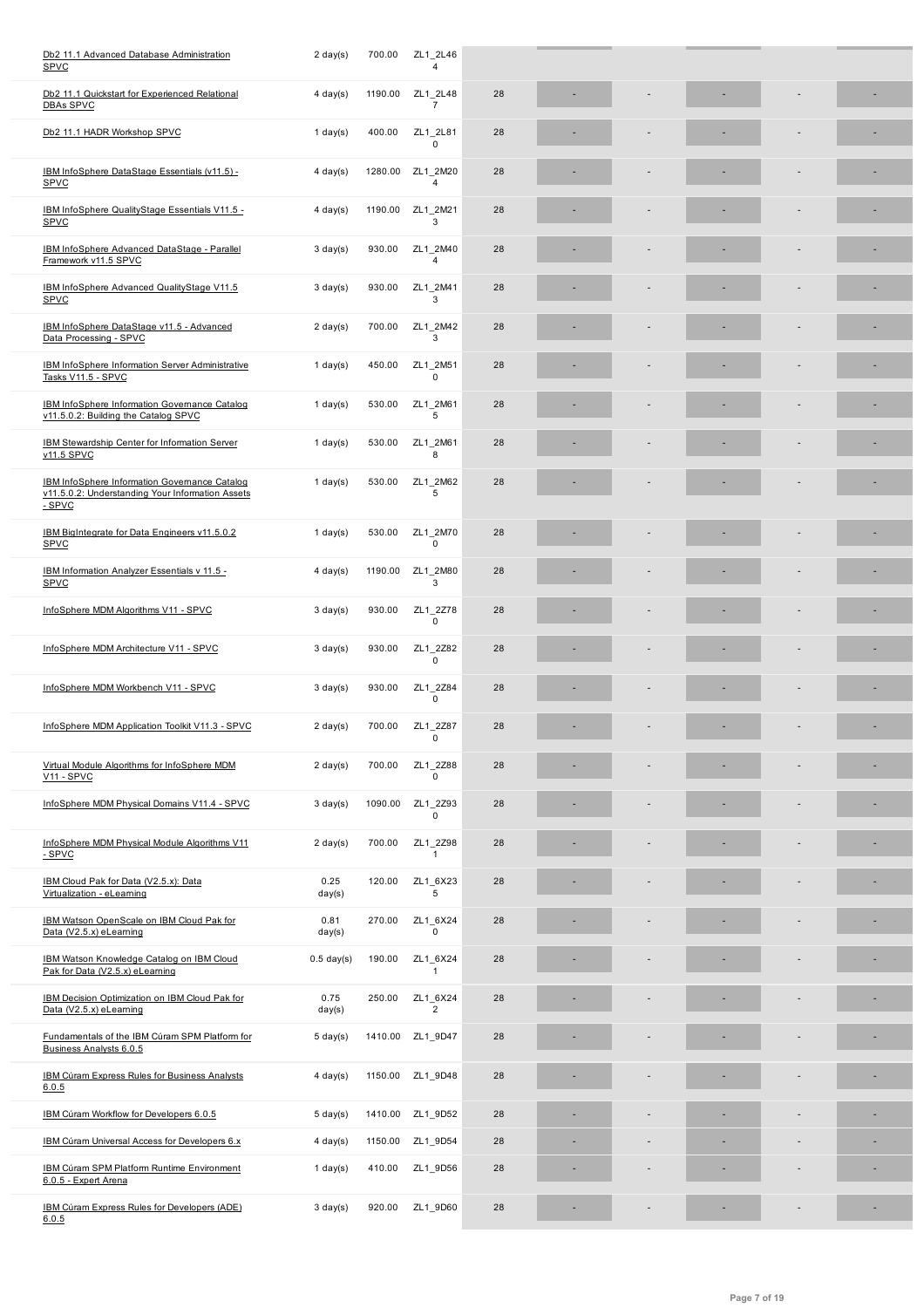| Course | Duration | Price | Code | | | | | | | |
|---|---|---|---|---|---|---|---|---|---|---|
| Db2 11.1 Advanced Database Administration SPVC | 2 day(s) | 700.00 | ZL1_2L464 | | | | | | | |
| Db2 11.1 Quickstart for Experienced Relational DBAs SPVC | 4 day(s) | 1190.00 | ZL1_2L487 | 28 | - | - | - | - | - | |
| Db2 11.1 HADR Workshop SPVC | 1 day(s) | 400.00 | ZL1_2L810 | 28 | - | - | - | - | - | |
| IBM InfoSphere DataStage Essentials (v11.5) - SPVC | 4 day(s) | 1280.00 | ZL1_2M204 | 28 | - | - | - | - | - | |
| IBM InfoSphere QualityStage Essentials V11.5 - SPVC | 4 day(s) | 1190.00 | ZL1_2M213 | 28 | - | - | - | - | - | |
| IBM InfoSphere Advanced DataStage - Parallel Framework v11.5 SPVC | 3 day(s) | 930.00 | ZL1_2M404 | 28 | - | - | - | - | - | |
| IBM InfoSphere Advanced QualityStage V11.5 SPVC | 3 day(s) | 930.00 | ZL1_2M413 | 28 | - | - | - | - | - | |
| IBM InfoSphere DataStage v11.5 - Advanced Data Processing - SPVC | 2 day(s) | 700.00 | ZL1_2M423 | 28 | - | - | - | - | - | |
| IBM InfoSphere Information Server Administrative Tasks V11.5 - SPVC | 1 day(s) | 450.00 | ZL1_2M510 | 28 | - | - | - | - | - | |
| IBM InfoSphere Information Governance Catalog v11.5.0.2: Building the Catalog SPVC | 1 day(s) | 530.00 | ZL1_2M615 | 28 | - | - | - | - | - | |
| IBM Stewardship Center for Information Server v11.5 SPVC | 1 day(s) | 530.00 | ZL1_2M618 | 28 | - | - | - | - | - | |
| IBM InfoSphere Information Governance Catalog v11.5.0.2: Understanding Your Information Assets - SPVC | 1 day(s) | 530.00 | ZL1_2M625 | 28 | - | - | - | - | - | |
| IBM BigIntegrate for Data Engineers v11.5.0.2 SPVC | 1 day(s) | 530.00 | ZL1_2M700 | 28 | - | - | - | - | - | |
| IBM Information Analyzer Essentials v 11.5 - SPVC | 4 day(s) | 1190.00 | ZL1_2M803 | 28 | - | - | - | - | - | |
| InfoSphere MDM Algorithms V11 - SPVC | 3 day(s) | 930.00 | ZL1_2Z780 | 28 | - | - | - | - | - | |
| InfoSphere MDM Architecture V11 - SPVC | 3 day(s) | 930.00 | ZL1_2Z820 | 28 | - | - | - | - | - | |
| InfoSphere MDM Workbench V11 - SPVC | 3 day(s) | 930.00 | ZL1_2Z840 | 28 | - | - | - | - | - | |
| InfoSphere MDM Application Toolkit V11.3 - SPVC | 2 day(s) | 700.00 | ZL1_2Z870 | 28 | - | - | - | - | - | |
| Virtual Module Algorithms for InfoSphere MDM V11 - SPVC | 2 day(s) | 700.00 | ZL1_2Z880 | 28 | - | - | - | - | - | |
| InfoSphere MDM Physical Domains V11.4 - SPVC | 3 day(s) | 1090.00 | ZL1_2Z930 | 28 | - | - | - | - | - | |
| InfoSphere MDM Physical Module Algorithms V11 - SPVC | 2 day(s) | 700.00 | ZL1_2Z981 | 28 | - | - | - | - | - | |
| IBM Cloud Pak for Data (V2.5.x): Data Virtualization - eLearning | 0.25 day(s) | 120.00 | ZL1_6X235 | 28 | - | - | - | - | - | |
| IBM Watson OpenScale on IBM Cloud Pak for Data (V2.5.x) eLearning | 0.81 day(s) | 270.00 | ZL1_6X240 | 28 | - | - | - | - | - | |
| IBM Watson Knowledge Catalog on IBM Cloud Pak for Data (V2.5.x) eLearning | 0.5 day(s) | 190.00 | ZL1_6X241 | 28 | - | - | - | - | - | |
| IBM Decision Optimization on IBM Cloud Pak for Data (V2.5.x) eLearning | 0.75 day(s) | 250.00 | ZL1_6X242 | 28 | - | - | - | - | - | |
| Fundamentals of the IBM Cúram SPM Platform for Business Analysts 6.0.5 | 5 day(s) | 1410.00 | ZL1_9D47 | 28 | - | - | - | - | - | |
| IBM Cúram Express Rules for Business Analysts 6.0.5 | 4 day(s) | 1150.00 | ZL1_9D48 | 28 | - | - | - | - | - | |
| IBM Cúram Workflow for Developers 6.0.5 | 5 day(s) | 1410.00 | ZL1_9D52 | 28 | - | - | - | - | - | |
| IBM Cúram Universal Access for Developers 6.x | 4 day(s) | 1150.00 | ZL1_9D54 | 28 | - | - | - | - | - | |
| IBM Cúram SPM Platform Runtime Environment 6.0.5 - Expert Arena | 1 day(s) | 410.00 | ZL1_9D56 | 28 | - | - | - | - | - | |
| IBM Cúram Express Rules for Developers (ADE) 6.0.5 | 3 day(s) | 920.00 | ZL1_9D60 | 28 | - | - | - | - | - | |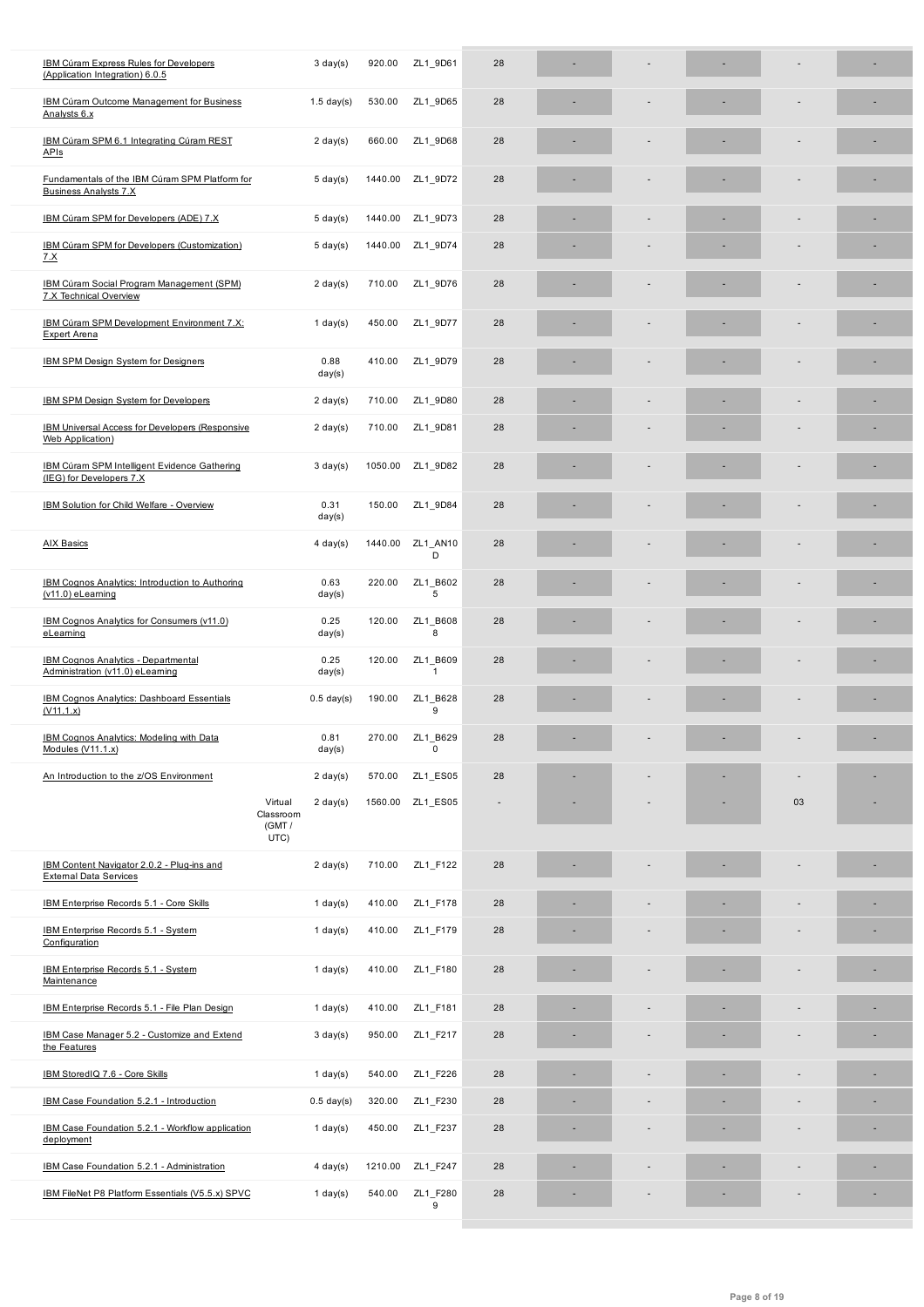| Course | Delivery | Duration | Price | Code | | | | | | | |
|---|---|---|---|---|---|---|---|---|---|---|---|
| IBM Cúram Express Rules for Developers (Application Integration) 6.0.5 | | 3 day(s) | 920.00 | ZL1_9D61 | 28 | - | - | - | - | - |
| IBM Cúram Outcome Management for Business Analysts 6.x | | 1.5 day(s) | 530.00 | ZL1_9D65 | 28 | - | - | - | - | - |
| IBM Cúram SPM 6.1 Integrating Cúram REST APIs | | 2 day(s) | 660.00 | ZL1_9D68 | 28 | - | - | - | - | - |
| Fundamentals of the IBM Cúram SPM Platform for Business Analysts 7.X | | 5 day(s) | 1440.00 | ZL1_9D72 | 28 | - | - | - | - | - |
| IBM Cúram SPM for Developers (ADE) 7.X | | 5 day(s) | 1440.00 | ZL1_9D73 | 28 | - | - | - | - | - |
| IBM Cúram SPM for Developers (Customization) 7.X | | 5 day(s) | 1440.00 | ZL1_9D74 | 28 | - | - | - | - | - |
| IBM Cúram Social Program Management (SPM) 7.X Technical Overview | | 2 day(s) | 710.00 | ZL1_9D76 | 28 | - | - | - | - | - |
| IBM Cúram SPM Development Environment 7.X: Expert Arena | | 1 day(s) | 450.00 | ZL1_9D77 | 28 | - | - | - | - | - |
| IBM SPM Design System for Designers | | 0.88 day(s) | 410.00 | ZL1_9D79 | 28 | - | - | - | - | - |
| IBM SPM Design System for Developers | | 2 day(s) | 710.00 | ZL1_9D80 | 28 | - | - | - | - | - |
| IBM Universal Access for Developers (Responsive Web Application) | | 2 day(s) | 710.00 | ZL1_9D81 | 28 | - | - | - | - | - |
| IBM Cúram SPM Intelligent Evidence Gathering (IEG) for Developers 7.X | | 3 day(s) | 1050.00 | ZL1_9D82 | 28 | - | - | - | - | - |
| IBM Solution for Child Welfare - Overview | | 0.31 day(s) | 150.00 | ZL1_9D84 | 28 | - | - | - | - | - |
| AIX Basics | | 4 day(s) | 1440.00 | ZL1_AN10D | 28 | - | - | - | - | - |
| IBM Cognos Analytics: Introduction to Authoring (v11.0) eLearning | | 0.63 day(s) | 220.00 | ZL1_B6025 | 28 | - | - | - | - | - |
| IBM Cognos Analytics for Consumers (v11.0) eLearning | | 0.25 day(s) | 120.00 | ZL1_B6088 | 28 | - | - | - | - | - |
| IBM Cognos Analytics - Departmental Administration (v11.0) eLearning | | 0.25 day(s) | 120.00 | ZL1_B6091 | 28 | - | - | - | - | - |
| IBM Cognos Analytics: Dashboard Essentials (V11.1.x) | | 0.5 day(s) | 190.00 | ZL1_B6289 | 28 | - | - | - | - | - |
| IBM Cognos Analytics: Modeling with Data Modules (V11.1.x) | | 0.81 day(s) | 270.00 | ZL1_B6290 | 28 | - | - | - | - | - |
| An Introduction to the z/OS Environment | | 2 day(s) | 570.00 | ZL1_ES05 | 28 | - | - | - | - | - |
| | Virtual Classroom (GMT / UTC) | 2 day(s) | 1560.00 | ZL1_ES05 | - | - | - | - | 03 | - |
| IBM Content Navigator 2.0.2 - Plug-ins and External Data Services | | 2 day(s) | 710.00 | ZL1_F122 | 28 | - | - | - | - | - |
| IBM Enterprise Records 5.1 - Core Skills | | 1 day(s) | 410.00 | ZL1_F178 | 28 | - | - | - | - | - |
| IBM Enterprise Records 5.1 - System Configuration | | 1 day(s) | 410.00 | ZL1_F179 | 28 | - | - | - | - | - |
| IBM Enterprise Records 5.1 - System Maintenance | | 1 day(s) | 410.00 | ZL1_F180 | 28 | - | - | - | - | - |
| IBM Enterprise Records 5.1 - File Plan Design | | 1 day(s) | 410.00 | ZL1_F181 | 28 | - | - | - | - | - |
| IBM Case Manager 5.2 - Customize and Extend the Features | | 3 day(s) | 950.00 | ZL1_F217 | 28 | - | - | - | - | - |
| IBM StoredIQ 7.6 - Core Skills | | 1 day(s) | 540.00 | ZL1_F226 | 28 | - | - | - | - | - |
| IBM Case Foundation 5.2.1 - Introduction | | 0.5 day(s) | 320.00 | ZL1_F230 | 28 | - | - | - | - | - |
| IBM Case Foundation 5.2.1 - Workflow application deployment | | 1 day(s) | 450.00 | ZL1_F237 | 28 | - | - | - | - | - |
| IBM Case Foundation 5.2.1 - Administration | | 4 day(s) | 1210.00 | ZL1_F247 | 28 | - | - | - | - | - |
| IBM FileNet P8 Platform Essentials (V5.5.x) SPVC | | 1 day(s) | 540.00 | ZL1_F2809 | 28 | - | - | - | - | - |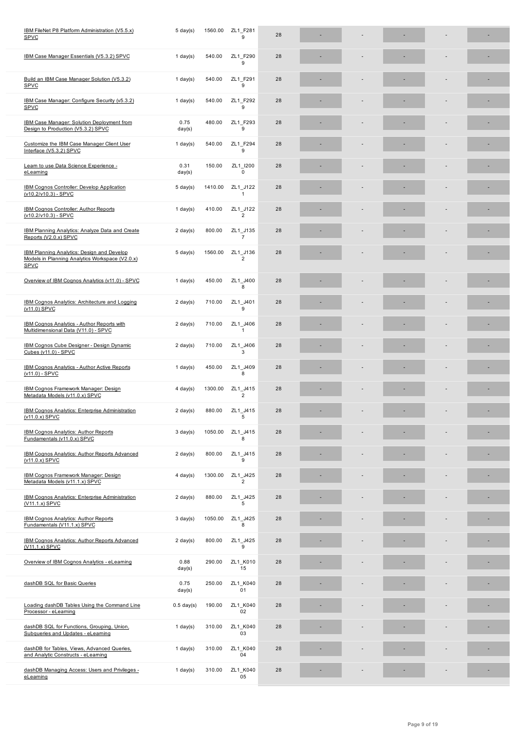| | | | | | | | | | | |
|---|---|---|---|---|---|---|---|---|---|---|
| IBM FileNet P8 Platform Administration (V5.5.x) SPVC | 5 day(s) | 1560.00 | ZL1_F2819 | 28 | - | - | - | - | - |
| IBM Case Manager Essentials (V5.3.2) SPVC | 1 day(s) | 540.00 | ZL1_F2909 | 28 | - | - | - | - | - |
| Build an IBM Case Manager Solution (V5.3.2) SPVC | 1 day(s) | 540.00 | ZL1_F2919 | 28 | - | - | - | - | - |
| IBM Case Manager: Configure Security (v5.3.2) SPVC | 1 day(s) | 540.00 | ZL1_F2929 | 28 | - | - | - | - | - |
| IBM Case Manager: Solution Deployment from Design to Production (V5.3.2) SPVC | 0.75 day(s) | 480.00 | ZL1_F2939 | 28 | - | - | - | - | - |
| Customize the IBM Case Manager Client User Interface (V5.3.2) SPVC | 1 day(s) | 540.00 | ZL1_F2949 | 28 | - | - | - | - | - |
| Learn to use Data Science Experience - eLearning | 0.31 day(s) | 150.00 | ZL1_I2000 | 28 | - | - | - | - | - |
| IBM Cognos Controller: Develop Application (v10.2/v10.3) - SPVC | 5 day(s) | 1410.00 | ZL1_J1221 | 28 | - | - | - | - | - |
| IBM Cognos Controller: Author Reports (v10.2/v10.3) - SPVC | 1 day(s) | 410.00 | ZL1_J1222 | 28 | - | - | - | - | - |
| IBM Planning Analytics: Analyze Data and Create Reports (V2.0.x) SPVC | 2 day(s) | 800.00 | ZL1_J1357 | 28 | - | - | - | - | - |
| IBM Planning Analytics: Design and Develop Models in Planning Analytics Workspace (V2.0.x) SPVC | 5 day(s) | 1560.00 | ZL1_J1362 | 28 | - | - | - | - | - |
| Overview of IBM Cognos Analytics (v11.0) - SPVC | 1 day(s) | 450.00 | ZL1_J4008 | 28 | - | - | - | - | - |
| IBM Cognos Analytics: Architecture and Logging (v11.0) SPVC | 2 day(s) | 710.00 | ZL1_J4019 | 28 | - | - | - | - | - |
| IBM Cognos Analytics - Author Reports with Multidimensional Data (V11.0) - SPVC | 2 day(s) | 710.00 | ZL1_J4061 | 28 | - | - | - | - | - |
| IBM Cognos Cube Designer - Design Dynamic Cubes (v11.0) - SPVC | 2 day(s) | 710.00 | ZL1_J4063 | 28 | - | - | - | - | - |
| IBM Cognos Analytics - Author Active Reports (v11.0) - SPVC | 1 day(s) | 450.00 | ZL1_J4098 | 28 | - | - | - | - | - |
| IBM Cognos Framework Manager: Design Metadata Models (v11.0.x) SPVC | 4 day(s) | 1300.00 | ZL1_J4152 | 28 | - | - | - | - | - |
| IBM Cognos Analytics: Enterprise Administration (v11.0.x) SPVC | 2 day(s) | 880.00 | ZL1_J4155 | 28 | - | - | - | - | - |
| IBM Cognos Analytics: Author Reports Fundamentals (v11.0.x) SPVC | 3 day(s) | 1050.00 | ZL1_J4158 | 28 | - | - | - | - | - |
| IBM Cognos Analytics: Author Reports Advanced (v11.0.x) SPVC | 2 day(s) | 800.00 | ZL1_J4159 | 28 | - | - | - | - | - |
| IBM Cognos Framework Manager: Design Metadata Models (v11.1.x) SPVC | 4 day(s) | 1300.00 | ZL1_J4252 | 28 | - | - | - | - | - |
| IBM Cognos Analytics: Enterprise Administration (V11.1.x) SPVC | 2 day(s) | 880.00 | ZL1_J4255 | 28 | - | - | - | - | - |
| IBM Cognos Analytics: Author Reports Fundamentals (V11.1.x) SPVC | 3 day(s) | 1050.00 | ZL1_J4258 | 28 | - | - | - | - | - |
| IBM Cognos Analytics: Author Reports Advanced (V11.1.x) SPVC | 2 day(s) | 800.00 | ZL1_J4259 | 28 | - | - | - | - | - |
| Overview of IBM Cognos Analytics - eLearning | 0.88 day(s) | 290.00 | ZL1_K01015 | 28 | - | - | - | - | - |
| dashDB SQL for Basic Queries | 0.75 day(s) | 250.00 | ZL1_K04001 | 28 | - | - | - | - | - |
| Loading dashDB Tables Using the Command Line Processor - eLearning | 0.5 day(s) | 190.00 | ZL1_K04002 | 28 | - | - | - | - | - |
| dashDB SQL for Functions, Grouping, Union, Subqueries and Updates - eLearning | 1 day(s) | 310.00 | ZL1_K04003 | 28 | - | - | - | - | - |
| dashDB for Tables, Views, Advanced Queries, and Analytic Constructs - eLearning | 1 day(s) | 310.00 | ZL1_K04004 | 28 | - | - | - | - | - |
| dashDB Managing Access: Users and Privileges - eLearning | 1 day(s) | 310.00 | ZL1_K04005 | 28 | - | - | - | - | - |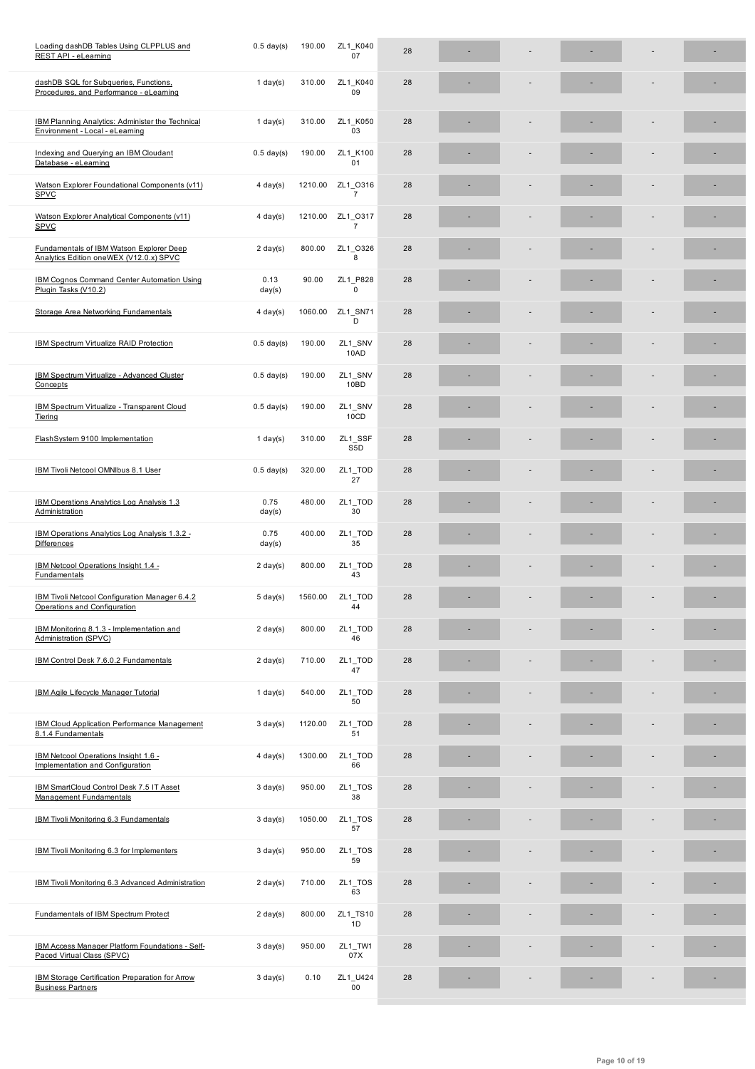| | | | | | | | | | | |
|---|---|---|---|---|---|---|---|---|---|---|
| Loading dashDB Tables Using CLPPLUS and REST API - eLearning | 0.5 day(s) | 190.00 | ZL1_K04007 | 28 | - | - | - | - | - |
| dashDB SQL for Subqueries, Functions, Procedures, and Performance - eLearning | 1 day(s) | 310.00 | ZL1_K04009 | 28 | - | - | - | - | - |
| IBM Planning Analytics: Administer the Technical Environment - Local - eLearning | 1 day(s) | 310.00 | ZL1_K05003 | 28 | - | - | - | - | - |
| Indexing and Querying an IBM Cloudant Database - eLearning | 0.5 day(s) | 190.00 | ZL1_K10001 | 28 | - | - | - | - | - |
| Watson Explorer Foundational Components (v11) SPVC | 4 day(s) | 1210.00 | ZL1_O3167 | 28 | - | - | - | - | - |
| Watson Explorer Analytical Components (v11) SPVC | 4 day(s) | 1210.00 | ZL1_O3177 | 28 | - | - | - | - | - |
| Fundamentals of IBM Watson Explorer Deep Analytics Edition oneWEX (V12.0.x) SPVC | 2 day(s) | 800.00 | ZL1_O3268 | 28 | - | - | - | - | - |
| IBM Cognos Command Center Automation Using Plugin Tasks (V10.2) | 0.13 day(s) | 90.00 | ZL1_P8280 | 28 | - | - | - | - | - |
| Storage Area Networking Fundamentals | 4 day(s) | 1060.00 | ZL1_SN71D | 28 | - | - | - | - | - |
| IBM Spectrum Virtualize RAID Protection | 0.5 day(s) | 190.00 | ZL1_SNV10AD | 28 | - | - | - | - | - |
| IBM Spectrum Virtualize - Advanced Cluster Concepts | 0.5 day(s) | 190.00 | ZL1_SNV10BD | 28 | - | - | - | - | - |
| IBM Spectrum Virtualize - Transparent Cloud Tiering | 0.5 day(s) | 190.00 | ZL1_SNV10CD | 28 | - | - | - | - | - |
| FlashSystem 9100 Implementation | 1 day(s) | 310.00 | ZL1_SSFS5D | 28 | - | - | - | - | - |
| IBM Tivoli Netcool OMNIbus 8.1 User | 0.5 day(s) | 320.00 | ZL1_TOD27 | 28 | - | - | - | - | - |
| IBM Operations Analytics Log Analysis 1.3 Administration | 0.75 day(s) | 480.00 | ZL1_TOD30 | 28 | - | - | - | - | - |
| IBM Operations Analytics Log Analysis 1.3.2 - Differences | 0.75 day(s) | 400.00 | ZL1_TOD35 | 28 | - | - | - | - | - |
| IBM Netcool Operations Insight 1.4 - Fundamentals | 2 day(s) | 800.00 | ZL1_TOD43 | 28 | - | - | - | - | - |
| IBM Tivoli Netcool Configuration Manager 6.4.2 Operations and Configuration | 5 day(s) | 1560.00 | ZL1_TOD44 | 28 | - | - | - | - | - |
| IBM Monitoring 8.1.3 - Implementation and Administration (SPVC) | 2 day(s) | 800.00 | ZL1_TOD46 | 28 | - | - | - | - | - |
| IBM Control Desk 7.6.0.2 Fundamentals | 2 day(s) | 710.00 | ZL1_TOD47 | 28 | - | - | - | - | - |
| IBM Agile Lifecycle Manager Tutorial | 1 day(s) | 540.00 | ZL1_TOD50 | 28 | - | - | - | - | - |
| IBM Cloud Application Performance Management 8.1.4 Fundamentals | 3 day(s) | 1120.00 | ZL1_TOD51 | 28 | - | - | - | - | - |
| IBM Netcool Operations Insight 1.6 - Implementation and Configuration | 4 day(s) | 1300.00 | ZL1_TOD66 | 28 | - | - | - | - | - |
| IBM SmartCloud Control Desk 7.5 IT Asset Management Fundamentals | 3 day(s) | 950.00 | ZL1_TOS38 | 28 | - | - | - | - | - |
| IBM Tivoli Monitoring 6.3 Fundamentals | 3 day(s) | 1050.00 | ZL1_TOS57 | 28 | - | - | - | - | - |
| IBM Tivoli Monitoring 6.3 for Implementers | 3 day(s) | 950.00 | ZL1_TOS59 | 28 | - | - | - | - | - |
| IBM Tivoli Monitoring 6.3 Advanced Administration | 2 day(s) | 710.00 | ZL1_TOS63 | 28 | - | - | - | - | - |
| Fundamentals of IBM Spectrum Protect | 2 day(s) | 800.00 | ZL1_TS101D | 28 | - | - | - | - | - |
| IBM Access Manager Platform Foundations - Self-Paced Virtual Class (SPVC) | 3 day(s) | 950.00 | ZL1_TW107X | 28 | - | - | - | - | - |
| IBM Storage Certification Preparation for Arrow Business Partners | 3 day(s) | 0.10 | ZL1_U42400 | 28 | - | - | - | - | - |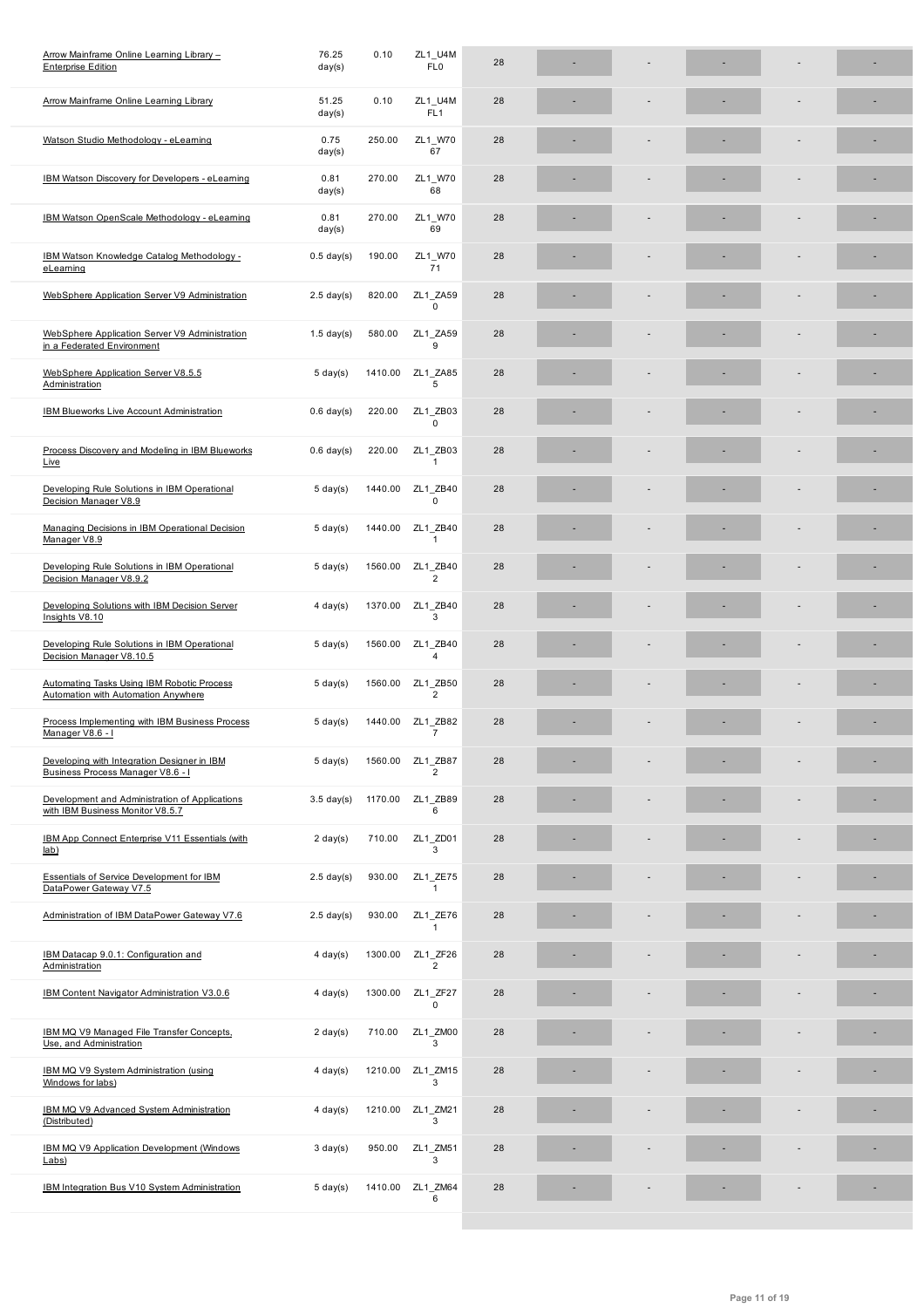| | | | | | | | | | | |
|---|---|---|---|---|---|---|---|---|---|---|
| Arrow Mainframe Online Learning Library – Enterprise Edition | 76.25 day(s) | 0.10 | ZL1_U4MFL0 | 28 | - | - | - | - | - | |
| Arrow Mainframe Online Learning Library | 51.25 day(s) | 0.10 | ZL1_U4MFL1 | 28 | - | - | - | - | - | |
| Watson Studio Methodology - eLearning | 0.75 day(s) | 250.00 | ZL1_W7067 | 28 | - | - | - | - | - | |
| IBM Watson Discovery for Developers - eLearning | 0.81 day(s) | 270.00 | ZL1_W7068 | 28 | - | - | - | - | - | |
| IBM Watson OpenScale Methodology - eLearning | 0.81 day(s) | 270.00 | ZL1_W7069 | 28 | - | - | - | - | - | |
| IBM Watson Knowledge Catalog Methodology - eLearning | 0.5 day(s) | 190.00 | ZL1_W7071 | 28 | - | - | - | - | - | |
| WebSphere Application Server V9 Administration | 2.5 day(s) | 820.00 | ZL1_ZA590 | 28 | - | - | - | - | - | |
| WebSphere Application Server V9 Administration in a Federated Environment | 1.5 day(s) | 580.00 | ZL1_ZA599 | 28 | - | - | - | - | - | |
| WebSphere Application Server V8.5.5 Administration | 5 day(s) | 1410.00 | ZL1_ZA855 | 28 | - | - | - | - | - | |
| IBM Blueworks Live Account Administration | 0.6 day(s) | 220.00 | ZL1_ZB030 | 28 | - | - | - | - | - | |
| Process Discovery and Modeling in IBM Blueworks Live | 0.6 day(s) | 220.00 | ZL1_ZB031 | 28 | - | - | - | - | - | |
| Developing Rule Solutions in IBM Operational Decision Manager V8.9 | 5 day(s) | 1440.00 | ZL1_ZB400 | 28 | - | - | - | - | - | |
| Managing Decisions in IBM Operational Decision Manager V8.9 | 5 day(s) | 1440.00 | ZL1_ZB401 | 28 | - | - | - | - | - | |
| Developing Rule Solutions in IBM Operational Decision Manager V8.9.2 | 5 day(s) | 1560.00 | ZL1_ZB402 | 28 | - | - | - | - | - | |
| Developing Solutions with IBM Decision Server Insights V8.10 | 4 day(s) | 1370.00 | ZL1_ZB403 | 28 | - | - | - | - | - | |
| Developing Rule Solutions in IBM Operational Decision Manager V8.10.5 | 5 day(s) | 1560.00 | ZL1_ZB404 | 28 | - | - | - | - | - | |
| Automating Tasks Using IBM Robotic Process Automation with Automation Anywhere | 5 day(s) | 1560.00 | ZL1_ZB502 | 28 | - | - | - | - | - | |
| Process Implementing with IBM Business Process Manager V8.6 - I | 5 day(s) | 1440.00 | ZL1_ZB827 | 28 | - | - | - | - | - | |
| Developing with Integration Designer in IBM Business Process Manager V8.6 - I | 5 day(s) | 1560.00 | ZL1_ZB872 | 28 | - | - | - | - | - | |
| Development and Administration of Applications with IBM Business Monitor V8.5.7 | 3.5 day(s) | 1170.00 | ZL1_ZB896 | 28 | - | - | - | - | - | |
| IBM App Connect Enterprise V11 Essentials (with lab) | 2 day(s) | 710.00 | ZL1_ZD013 | 28 | - | - | - | - | - | |
| Essentials of Service Development for IBM DataPower Gateway V7.5 | 2.5 day(s) | 930.00 | ZL1_ZE751 | 28 | - | - | - | - | - | |
| Administration of IBM DataPower Gateway V7.6 | 2.5 day(s) | 930.00 | ZL1_ZE761 | 28 | - | - | - | - | - | |
| IBM Datacap 9.0.1: Configuration and Administration | 4 day(s) | 1300.00 | ZL1_ZF262 | 28 | - | - | - | - | - | |
| IBM Content Navigator Administration V3.0.6 | 4 day(s) | 1300.00 | ZL1_ZF270 | 28 | - | - | - | - | - | |
| IBM MQ V9 Managed File Transfer Concepts, Use, and Administration | 2 day(s) | 710.00 | ZL1_ZM003 | 28 | - | - | - | - | - | |
| IBM MQ V9 System Administration (using Windows for labs) | 4 day(s) | 1210.00 | ZL1_ZM153 | 28 | - | - | - | - | - | |
| IBM MQ V9 Advanced System Administration (Distributed) | 4 day(s) | 1210.00 | ZL1_ZM213 | 28 | - | - | - | - | - | |
| IBM MQ V9 Application Development (Windows Labs) | 3 day(s) | 950.00 | ZL1_ZM513 | 28 | - | - | - | - | - | |
| IBM Integration Bus V10 System Administration | 5 day(s) | 1410.00 | ZL1_ZM646 | 28 | - | - | - | - | - | |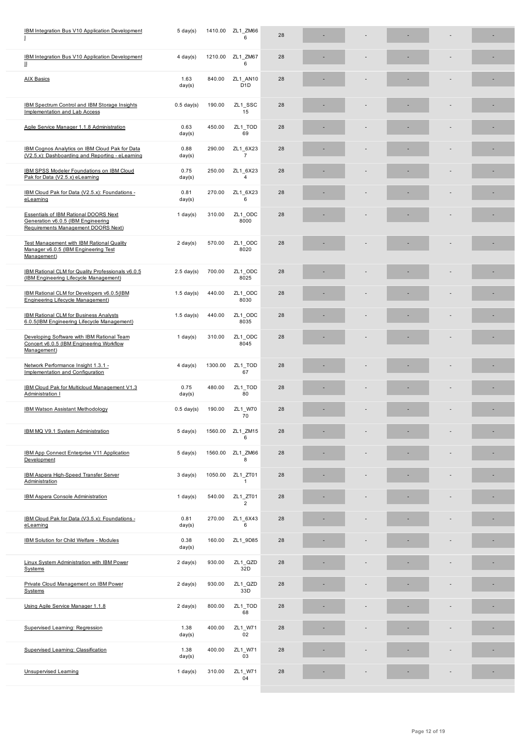| | | | | | | | | | | |
|---|---|---|---|---|---|---|---|---|---|---|
| IBM Integration Bus V10 Application Development I | 5 day(s) | 1410.00 | ZL1_ZM666 | 28 | - | - | - | - | - |
| IBM Integration Bus V10 Application Development II | 4 day(s) | 1210.00 | ZL1_ZM676 | 28 | - | - | - | - | - |
| AIX Basics | 1.63 day(s) | 840.00 | ZL1_AN10D1D | 28 | - | - | - | - | - |
| IBM Spectrum Control and IBM Storage Insights Implementation and Lab Access | 0.5 day(s) | 190.00 | ZL1_SSC15 | 28 | - | - | - | - | - |
| Agile Service Manager 1.1.8 Administration | 0.63 day(s) | 450.00 | ZL1_TOD69 | 28 | - | - | - | - | - |
| IBM Cognos Analytics on IBM Cloud Pak for Data (V2.5.x): Dashboarding and Reporting - eLearning | 0.88 day(s) | 290.00 | ZL1_6X237 | 28 | - | - | - | - | - |
| IBM SPSS Modeler Foundations on IBM Cloud Pak for Data (V2.5.x) eLearning | 0.75 day(s) | 250.00 | ZL1_6X234 | 28 | - | - | - | - | - |
| IBM Cloud Pak for Data (V2.5.x): Foundations - eLearning | 0.81 day(s) | 270.00 | ZL1_6X236 | 28 | - | - | - | - | - |
| Essentials of IBM Rational DOORS Next Generation v6.0.5 (IBM Engineering Requirements Management DOORS Next) | 1 day(s) | 310.00 | ZL1_ODC8000 | 28 | - | - | - | - | - |
| Test Management with IBM Rational Quality Manager v6.0.5 (IBM Engineering Test Management) | 2 day(s) | 570.00 | ZL1_ODC8020 | 28 | - | - | - | - | - |
| IBM Rational CLM for Quality Professionals v6.0.5 (IBM Engineering Lifecycle Management) | 2.5 day(s) | 700.00 | ZL1_ODC8025 | 28 | - | - | - | - | - |
| IBM Rational CLM for Developers v6.0.5(IBM Engineering Lifecycle Management) | 1.5 day(s) | 440.00 | ZL1_ODC8030 | 28 | - | - | - | - | - |
| IBM Rational CLM for Business Analysts 6.0.5(IBM Engineering Lifecycle Management) | 1.5 day(s) | 440.00 | ZL1_ODC8035 | 28 | - | - | - | - | - |
| Developing Software with IBM Rational Team Concert v6.0.5 (IBM Engineering Workflow Management) | 1 day(s) | 310.00 | ZL1_ODC8045 | 28 | - | - | - | - | - |
| Network Performance Insight 1.3.1 - Implementation and Configuration | 4 day(s) | 1300.00 | ZL1_TOD67 | 28 | - | - | - | - | - |
| IBM Cloud Pak for Multicloud Management V1.3 Administration I | 0.75 day(s) | 480.00 | ZL1_TOD80 | 28 | - | - | - | - | - |
| IBM Watson Assistant Methodology | 0.5 day(s) | 190.00 | ZL1_W7070 | 28 | - | - | - | - | - |
| IBM MQ V9.1 System Administration | 5 day(s) | 1560.00 | ZL1_ZM156 | 28 | - | - | - | - | - |
| IBM App Connect Enterprise V11 Application Development | 5 day(s) | 1560.00 | ZL1_ZM668 | 28 | - | - | - | - | - |
| IBM Aspera High-Speed Transfer Server Administration | 3 day(s) | 1050.00 | ZL1_ZT011 | 28 | - | - | - | - | - |
| IBM Aspera Console Administration | 1 day(s) | 540.00 | ZL1_ZT012 | 28 | - | - | - | - | - |
| IBM Cloud Pak for Data (V3.5.x): Foundations - eLearning | 0.81 day(s) | 270.00 | ZL1_6X436 | 28 | - | - | - | - | - |
| IBM Solution for Child Welfare - Modules | 0.38 day(s) | 160.00 | ZL1_9D85 | 28 | - | - | - | - | - |
| Linux System Administration with IBM Power Systems | 2 day(s) | 930.00 | ZL1_QZD32D | 28 | - | - | - | - | - |
| Private Cloud Management on IBM Power Systems | 2 day(s) | 930.00 | ZL1_QZD33D | 28 | - | - | - | - | - |
| Using Agile Service Manager 1.1.8 | 2 day(s) | 800.00 | ZL1_TOD68 | 28 | - | - | - | - | - |
| Supervised Learning: Regression | 1.38 day(s) | 400.00 | ZL1_W7102 | 28 | - | - | - | - | - |
| Supervised Learning: Classification | 1.38 day(s) | 400.00 | ZL1_W7103 | 28 | - | - | - | - | - |
| Unsupervised Learning | 1 day(s) | 310.00 | ZL1_W7104 | 28 | - | - | - | - | - |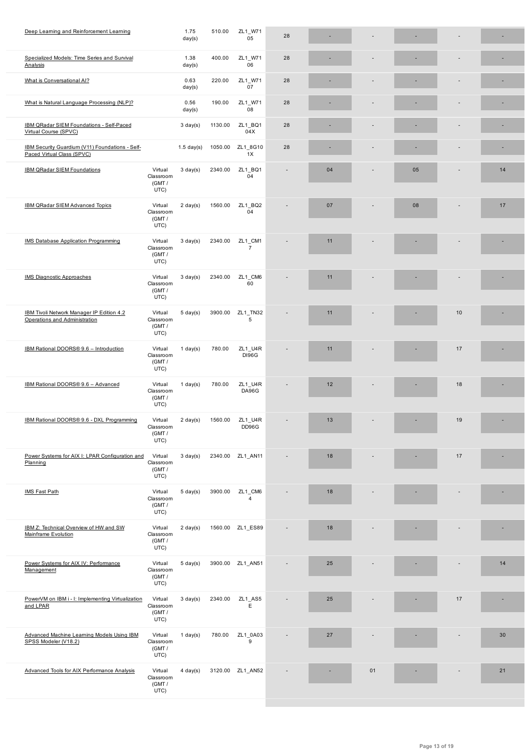| Course | Delivery | Duration | Price | Code | | | | | | | |
|---|---|---|---|---|---|---|---|---|---|---|---|
| Deep Learning and Reinforcement Learning | | 1.75 day(s) | 510.00 | ZL1_W7105 | 28 | - | - | - | - | - |
| Specialized Models: Time Series and Survival Analysis | | 1.38 day(s) | 400.00 | ZL1_W7106 | 28 | - | - | - | - | - |
| What is Conversational AI? | | 0.63 day(s) | 220.00 | ZL1_W7107 | 28 | - | - | - | - | - |
| What is Natural Language Processing (NLP)? | | 0.56 day(s) | 190.00 | ZL1_W7108 | 28 | - | - | - | - | - |
| IBM QRadar SIEM Foundations - Self-Paced Virtual Course (SPVC) | | 3 day(s) | 1130.00 | ZL1_BQ104X | 28 | - | - | - | - | - |
| IBM Security Guardium (V11) Foundations - Self-Paced Virtual Class (SPVC) | | 1.5 day(s) | 1050.00 | ZL1_8G101X | 28 | - | - | - | - | - |
| IBM QRadar SIEM Foundations | Virtual Classroom (GMT / UTC) | 3 day(s) | 2340.00 | ZL1_BQ104 | - | 04 | - | 05 | - | 14 |
| IBM QRadar SIEM Advanced Topics | Virtual Classroom (GMT / UTC) | 2 day(s) | 1560.00 | ZL1_BQ204 | - | 07 | - | 08 | - | 17 |
| IMS Database Application Programming | Virtual Classroom (GMT / UTC) | 3 day(s) | 2340.00 | ZL1_CM17 | - | 11 | - | - | - | - |
| IMS Diagnostic Approaches | Virtual Classroom (GMT / UTC) | 3 day(s) | 2340.00 | ZL1_CM660 | - | 11 | - | - | - | - |
| IBM Tivoli Network Manager IP Edition 4.2 Operations and Administration | Virtual Classroom (GMT / UTC) | 5 day(s) | 3900.00 | ZL1_TN325 | - | 11 | - | - | 10 | - |
| IBM Rational DOORS® 9.6 – Introduction | Virtual Classroom (GMT / UTC) | 1 day(s) | 780.00 | ZL1_U4RDI96G | - | 11 | - | - | 17 | - |
| IBM Rational DOORS® 9.6 – Advanced | Virtual Classroom (GMT / UTC) | 1 day(s) | 780.00 | ZL1_U4RDA96G | - | 12 | - | - | 18 | - |
| IBM Rational DOORS® 9.6 - DXL Programming | Virtual Classroom (GMT / UTC) | 2 day(s) | 1560.00 | ZL1_U4RDD96G | - | 13 | - | - | 19 | - |
| Power Systems for AIX I: LPAR Configuration and Planning | Virtual Classroom (GMT / UTC) | 3 day(s) | 2340.00 | ZL1_AN11 | - | 18 | - | - | 17 | - |
| IMS Fast Path | Virtual Classroom (GMT / UTC) | 5 day(s) | 3900.00 | ZL1_CM64 | - | 18 | - | - | - | - |
| IBM Z: Technical Overview of HW and SW Mainframe Evolution | Virtual Classroom (GMT / UTC) | 2 day(s) | 1560.00 | ZL1_ES89 | - | 18 | - | - | - | - |
| Power Systems for AIX IV: Performance Management | Virtual Classroom (GMT / UTC) | 5 day(s) | 3900.00 | ZL1_AN51 | - | 25 | - | - | - | 14 |
| PowerVM on IBM i - I: Implementing Virtualization and LPAR | Virtual Classroom (GMT / UTC) | 3 day(s) | 2340.00 | ZL1_AS5E | - | 25 | - | - | 17 | - |
| Advanced Machine Learning Models Using IBM SPSS Modeler (V18.2) | Virtual Classroom (GMT / UTC) | 1 day(s) | 780.00 | ZL1_0A039 | - | 27 | - | - | - | 30 |
| Advanced Tools for AIX Performance Analysis | Virtual Classroom (GMT / UTC) | 4 day(s) | 3120.00 | ZL1_AN52 | - | - | 01 | - | - | 21 |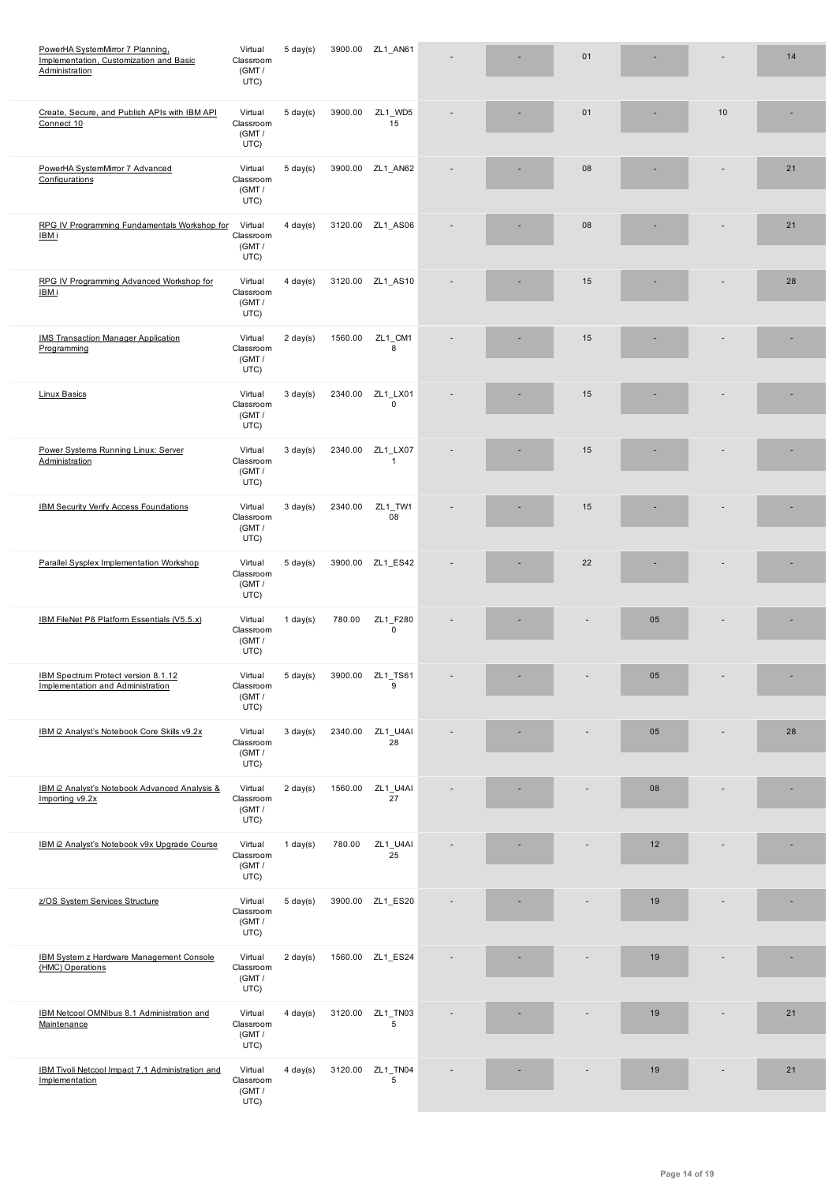| | | | | | | | | | | |
|---|---|---|---|---|---|---|---|---|---|---|
| PowerHA SystemMirror 7 Planning, Implementation, Customization and Basic Administration | Virtual Classroom (GMT / UTC) | 5 day(s) | 3900.00 | ZL1_AN61 | - | - | 01 | - | - | 14 |
| Create, Secure, and Publish APIs with IBM API Connect 10 | Virtual Classroom (GMT / UTC) | 5 day(s) | 3900.00 | ZL1_WD515 | - | - | 01 | - | 10 | - |
| PowerHA SystemMirror 7 Advanced Configurations | Virtual Classroom (GMT / UTC) | 5 day(s) | 3900.00 | ZL1_AN62 | - | - | 08 | - | - | 21 |
| RPG IV Programming Fundamentals Workshop for IBM i | Virtual Classroom (GMT / UTC) | 4 day(s) | 3120.00 | ZL1_AS06 | - | - | 08 | - | - | 21 |
| RPG IV Programming Advanced Workshop for IBM i | Virtual Classroom (GMT / UTC) | 4 day(s) | 3120.00 | ZL1_AS10 | - | - | 15 | - | - | 28 |
| IMS Transaction Manager Application Programming | Virtual Classroom (GMT / UTC) | 2 day(s) | 1560.00 | ZL1_CM18 | - | - | 15 | - | - | - |
| Linux Basics | Virtual Classroom (GMT / UTC) | 3 day(s) | 2340.00 | ZL1_LX010 | - | - | 15 | - | - | - |
| Power Systems Running Linux: Server Administration | Virtual Classroom (GMT / UTC) | 3 day(s) | 2340.00 | ZL1_LX071 | - | - | 15 | - | - | - |
| IBM Security Verify Access Foundations | Virtual Classroom (GMT / UTC) | 3 day(s) | 2340.00 | ZL1_TW108 | - | - | 15 | - | - | - |
| Parallel Sysplex Implementation Workshop | Virtual Classroom (GMT / UTC) | 5 day(s) | 3900.00 | ZL1_ES42 | - | - | 22 | - | - | - |
| IBM FileNet P8 Platform Essentials (V5.5.x) | Virtual Classroom (GMT / UTC) | 1 day(s) | 780.00 | ZL1_F2800 | - | - | - | 05 | - | - |
| IBM Spectrum Protect version 8.1.12 Implementation and Administration | Virtual Classroom (GMT / UTC) | 5 day(s) | 3900.00 | ZL1_TS619 | - | - | - | 05 | - | - |
| IBM i2 Analyst's Notebook Core Skills v9.2x | Virtual Classroom (GMT / UTC) | 3 day(s) | 2340.00 | ZL1_U4AI28 | - | - | - | 05 | - | 28 |
| IBM i2 Analyst's Notebook Advanced Analysis & Importing v9.2x | Virtual Classroom (GMT / UTC) | 2 day(s) | 1560.00 | ZL1_U4AI27 | - | - | - | 08 | - | - |
| IBM i2 Analyst's Notebook v9x Upgrade Course | Virtual Classroom (GMT / UTC) | 1 day(s) | 780.00 | ZL1_U4AI25 | - | - | - | 12 | - | - |
| z/OS System Services Structure | Virtual Classroom (GMT / UTC) | 5 day(s) | 3900.00 | ZL1_ES20 | - | - | - | 19 | - | - |
| IBM System z Hardware Management Console (HMC) Operations | Virtual Classroom (GMT / UTC) | 2 day(s) | 1560.00 | ZL1_ES24 | - | - | - | 19 | - | - |
| IBM Netcool OMNIbus 8.1 Administration and Maintenance | Virtual Classroom (GMT / UTC) | 4 day(s) | 3120.00 | ZL1_TN035 | - | - | - | 19 | - | 21 |
| IBM Tivoli Netcool Impact 7.1 Administration and Implementation | Virtual Classroom (GMT / UTC) | 4 day(s) | 3120.00 | ZL1_TN045 | - | - | - | 19 | - | 21 |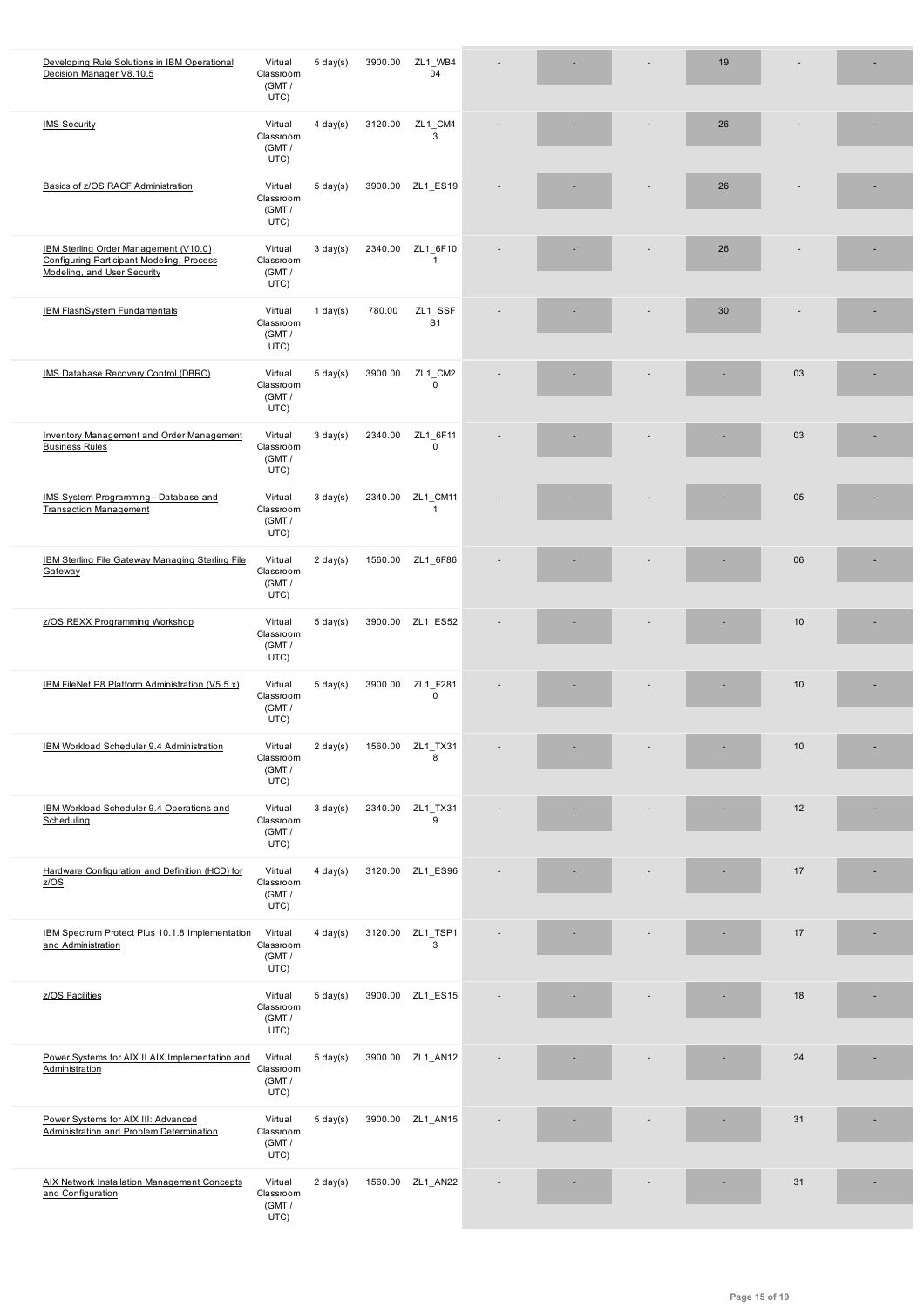| | | | | | | | | | | |
|---|---|---|---|---|---|---|---|---|---|---|
| Developing Rule Solutions in IBM Operational Decision Manager V8.10.5 | Virtual Classroom (GMT / UTC) | 5 day(s) | 3900.00 | ZL1_WB404 | - | - | - | 19 | - | - |
| IMS Security | Virtual Classroom (GMT / UTC) | 4 day(s) | 3120.00 | ZL1_CM43 | - | - | - | 26 | - | - |
| Basics of z/OS RACF Administration | Virtual Classroom (GMT / UTC) | 5 day(s) | 3900.00 | ZL1_ES19 | - | - | - | 26 | - | - |
| IBM Sterling Order Management (V10.0) Configuring Participant Modeling, Process Modeling, and User Security | Virtual Classroom (GMT / UTC) | 3 day(s) | 2340.00 | ZL1_6F101 | - | - | - | 26 | - | - |
| IBM FlashSystem Fundamentals | Virtual Classroom (GMT / UTC) | 1 day(s) | 780.00 | ZL1_SSFS1 | - | - | - | 30 | - | - |
| IMS Database Recovery Control (DBRC) | Virtual Classroom (GMT / UTC) | 5 day(s) | 3900.00 | ZL1_CM20 | - | - | - | - | 03 | - |
| Inventory Management and Order Management Business Rules | Virtual Classroom (GMT / UTC) | 3 day(s) | 2340.00 | ZL1_6F110 | - | - | - | - | 03 | - |
| IMS System Programming - Database and Transaction Management | Virtual Classroom (GMT / UTC) | 3 day(s) | 2340.00 | ZL1_CM111 | - | - | - | - | 05 | - |
| IBM Sterling File Gateway Managing Sterling File Gateway | Virtual Classroom (GMT / UTC) | 2 day(s) | 1560.00 | ZL1_6F86 | - | - | - | - | 06 | - |
| z/OS REXX Programming Workshop | Virtual Classroom (GMT / UTC) | 5 day(s) | 3900.00 | ZL1_ES52 | - | - | - | - | 10 | - |
| IBM FileNet P8 Platform Administration (V5.5.x) | Virtual Classroom (GMT / UTC) | 5 day(s) | 3900.00 | ZL1_F2810 | - | - | - | - | 10 | - |
| IBM Workload Scheduler 9.4 Administration | Virtual Classroom (GMT / UTC) | 2 day(s) | 1560.00 | ZL1_TX318 | - | - | - | - | 10 | - |
| IBM Workload Scheduler 9.4 Operations and Scheduling | Virtual Classroom (GMT / UTC) | 3 day(s) | 2340.00 | ZL1_TX319 | - | - | - | - | 12 | - |
| Hardware Configuration and Definition (HCD) for z/OS | Virtual Classroom (GMT / UTC) | 4 day(s) | 3120.00 | ZL1_ES96 | - | - | - | - | 17 | - |
| IBM Spectrum Protect Plus 10.1.8 Implementation and Administration | Virtual Classroom (GMT / UTC) | 4 day(s) | 3120.00 | ZL1_TSP13 | - | - | - | - | 17 | - |
| z/OS Facilities | Virtual Classroom (GMT / UTC) | 5 day(s) | 3900.00 | ZL1_ES15 | - | - | - | - | 18 | - |
| Power Systems for AIX II AIX Implementation and Administration | Virtual Classroom (GMT / UTC) | 5 day(s) | 3900.00 | ZL1_AN12 | - | - | - | - | 24 | - |
| Power Systems for AIX III: Advanced Administration and Problem Determination | Virtual Classroom (GMT / UTC) | 5 day(s) | 3900.00 | ZL1_AN15 | - | - | - | - | 31 | - |
| AIX Network Installation Management Concepts and Configuration | Virtual Classroom (GMT / UTC) | 2 day(s) | 1560.00 | ZL1_AN22 | - | - | - | - | 31 | - |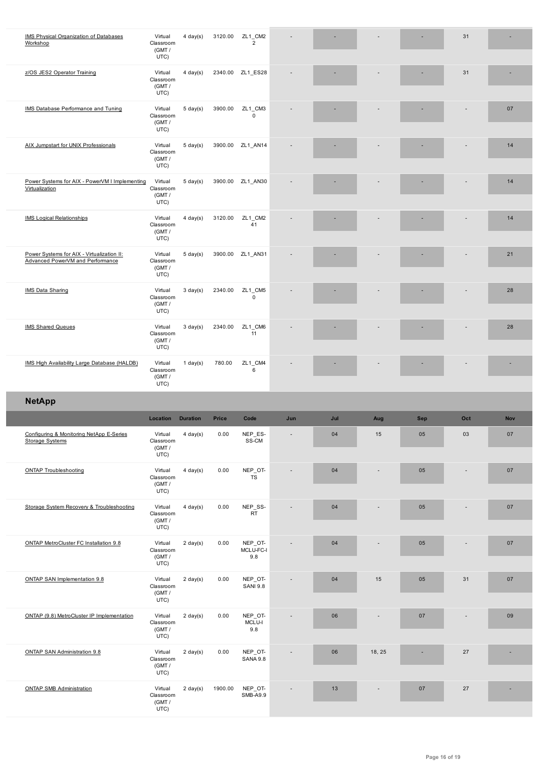| | Location | Duration | Price | Code | Jun | Jul | Aug | Sep | Oct | Nov |
|---|---|---|---|---|---|---|---|---|---|---|
| IMS Physical Organization of Databases Workshop | Virtual Classroom (GMT / UTC) | 4 day(s) | 3120.00 | ZL1_CM22 | - | - | - | - | 31 | - |
| z/OS JES2 Operator Training | Virtual Classroom (GMT / UTC) | 4 day(s) | 2340.00 | ZL1_ES28 | - | - | - | - | 31 | - |
| IMS Database Performance and Tuning | Virtual Classroom (GMT / UTC) | 5 day(s) | 3900.00 | ZL1_CM30 | - | - | - | - | - | 07 |
| AIX Jumpstart for UNIX Professionals | Virtual Classroom (GMT / UTC) | 5 day(s) | 3900.00 | ZL1_AN14 | - | - | - | - | - | 14 |
| Power Systems for AIX - PowerVM I Implementing Virtualization | Virtual Classroom (GMT / UTC) | 5 day(s) | 3900.00 | ZL1_AN30 | - | - | - | - | - | 14 |
| IMS Logical Relationships | Virtual Classroom (GMT / UTC) | 4 day(s) | 3120.00 | ZL1_CM241 | - | - | - | - | - | 14 |
| Power Systems for AIX - Virtualization II: Advanced PowerVM and Performance | Virtual Classroom (GMT / UTC) | 5 day(s) | 3900.00 | ZL1_AN31 | - | - | - | - | - | 21 |
| IMS Data Sharing | Virtual Classroom (GMT / UTC) | 3 day(s) | 2340.00 | ZL1_CM50 | - | - | - | - | - | 28 |
| IMS Shared Queues | Virtual Classroom (GMT / UTC) | 3 day(s) | 2340.00 | ZL1_CM611 | - | - | - | - | - | 28 |
| IMS High Availability Large Database (HALDB) | Virtual Classroom (GMT / UTC) | 1 day(s) | 780.00 | ZL1_CM46 | - | - | - | - | - | - |

## NetApp

| | Location | Duration | Price | Code | Jun | Jul | Aug | Sep | Oct | Nov |
|---|---|---|---|---|---|---|---|---|---|---|
| Configuring & Monitoring NetApp E-Series Storage Systems | Virtual Classroom (GMT / UTC) | 4 day(s) | 0.00 | NEP_ES-SS-CM | - | 04 | 15 | 05 | 03 | 07 |
| ONTAP Troubleshooting | Virtual Classroom (GMT / UTC) | 4 day(s) | 0.00 | NEP_OT-TS | - | 04 | - | 05 | - | 07 |
| Storage System Recovery & Troubleshooting | Virtual Classroom (GMT / UTC) | 4 day(s) | 0.00 | NEP_SS-RT | - | 04 | - | 05 | - | 07 |
| ONTAP MetroCluster FC Installation 9.8 | Virtual Classroom (GMT / UTC) | 2 day(s) | 0.00 | NEP_OT-MCLU-FC-I 9.8 | - | 04 | - | 05 | - | 07 |
| ONTAP SAN Implementation 9.8 | Virtual Classroom (GMT / UTC) | 2 day(s) | 0.00 | NEP_OT-SANI 9.8 | - | 04 | 15 | 05 | 31 | 07 |
| ONTAP (9.8) MetroCluster IP Implementation | Virtual Classroom (GMT / UTC) | 2 day(s) | 0.00 | NEP_OT-MCLU-I 9.8 | - | 06 | - | 07 | - | 09 |
| ONTAP SAN Administration 9.8 | Virtual Classroom (GMT / UTC) | 2 day(s) | 0.00 | NEP_OT-SANA 9.8 | - | 06 | 18, 25 | - | 27 | - |
| ONTAP SMB Administration | Virtual Classroom (GMT / UTC) | 2 day(s) | 1900.00 | NEP_OT-SMB-A9.9 | - | 13 | - | 07 | 27 | - |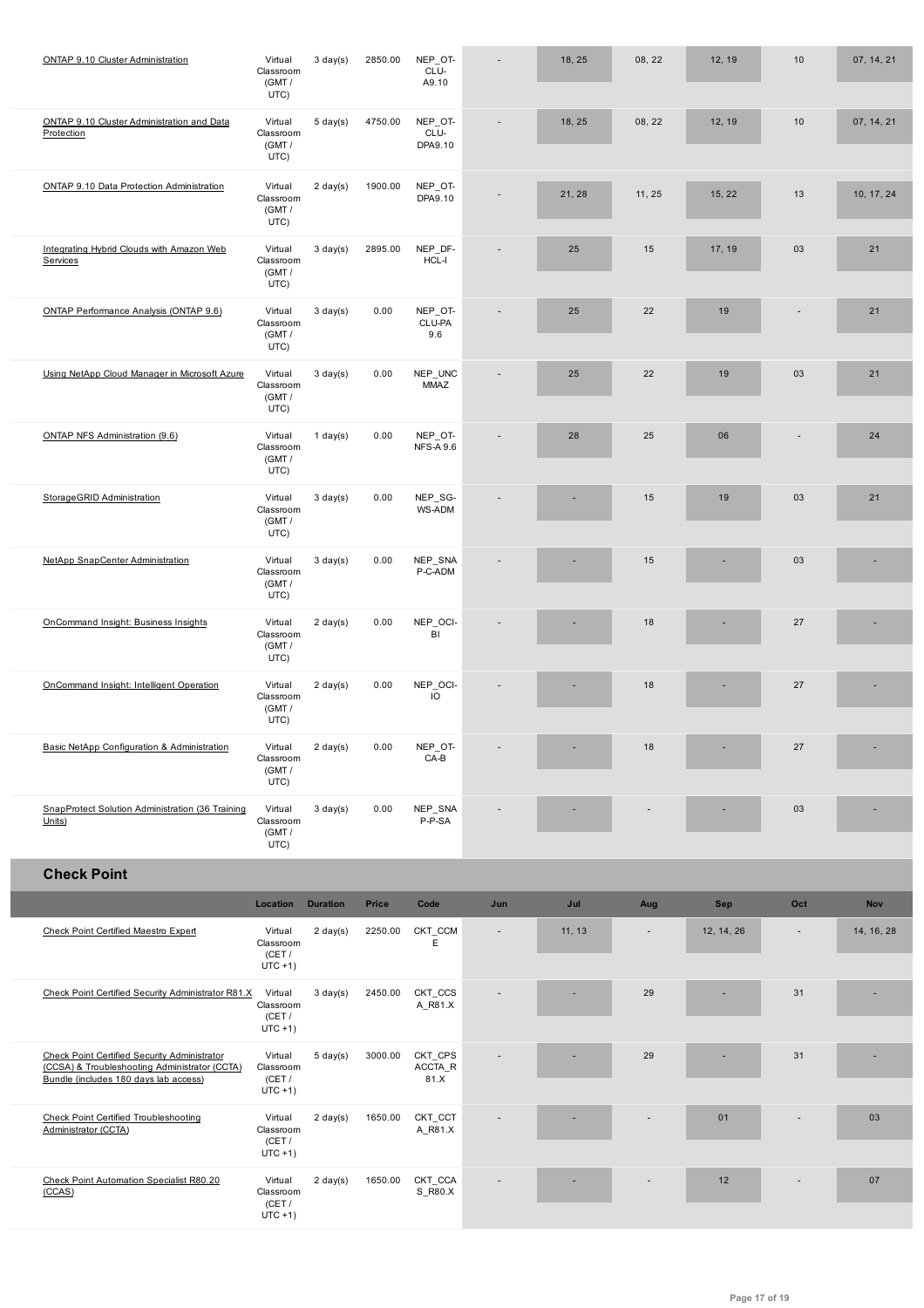| | Location | Duration | Price | Code | Jun | Jul | Aug | Sep | Oct | Nov |
|---|---|---|---|---|---|---|---|---|---|---|
| ONTAP 9.10 Cluster Administration | Virtual Classroom (GMT / UTC) | 3 day(s) | 2850.00 | NEP_OT-CLU-A9.10 | - | 18, 25 | 08, 22 | 12, 19 | 10 | 07, 14, 21 |
| ONTAP 9.10 Cluster Administration and Data Protection | Virtual Classroom (GMT / UTC) | 5 day(s) | 4750.00 | NEP_OT-CLU-DPA9.10 | - | 18, 25 | 08, 22 | 12, 19 | 10 | 07, 14, 21 |
| ONTAP 9.10 Data Protection Administration | Virtual Classroom (GMT / UTC) | 2 day(s) | 1900.00 | NEP_OT-DPA9.10 | - | 21, 28 | 11, 25 | 15, 22 | 13 | 10, 17, 24 |
| Integrating Hybrid Clouds with Amazon Web Services | Virtual Classroom (GMT / UTC) | 3 day(s) | 2895.00 | NEP_DF-HCL-I | - | 25 | 15 | 17, 19 | 03 | 21 |
| ONTAP Performance Analysis (ONTAP 9.6) | Virtual Classroom (GMT / UTC) | 3 day(s) | 0.00 | NEP_OT-CLU-PA 9.6 | - | 25 | 22 | 19 | - | 21 |
| Using NetApp Cloud Manager in Microsoft Azure | Virtual Classroom (GMT / UTC) | 3 day(s) | 0.00 | NEP_UNCMMAZ | - | 25 | 22 | 19 | 03 | 21 |
| ONTAP NFS Administration (9.6) | Virtual Classroom (GMT / UTC) | 1 day(s) | 0.00 | NEP_OT-NFS-A 9.6 | - | 28 | 25 | 06 | - | 24 |
| StorageGRID Administration | Virtual Classroom (GMT / UTC) | 3 day(s) | 0.00 | NEP_SG-WS-ADM | - | - | 15 | 19 | 03 | 21 |
| NetApp SnapCenter Administration | Virtual Classroom (GMT / UTC) | 3 day(s) | 0.00 | NEP_SNAP-C-ADM | - | - | 15 | - | 03 | - |
| OnCommand Insight: Business Insights | Virtual Classroom (GMT / UTC) | 2 day(s) | 0.00 | NEP_OCI-BI | - | - | 18 | - | 27 | - |
| OnCommand Insight: Intelligent Operation | Virtual Classroom (GMT / UTC) | 2 day(s) | 0.00 | NEP_OCI-IO | - | - | 18 | - | 27 | - |
| Basic NetApp Configuration & Administration | Virtual Classroom (GMT / UTC) | 2 day(s) | 0.00 | NEP_OT-CA-B | - | - | 18 | - | 27 | - |
| SnapProtect Solution Administration (36 Training Units) | Virtual Classroom (GMT / UTC) | 3 day(s) | 0.00 | NEP_SNAP-P-SA | - | - | - | - | 03 | - |

## Check Point

| | Location | Duration | Price | Code | Jun | Jul | Aug | Sep | Oct | Nov |
|---|---|---|---|---|---|---|---|---|---|---|
| Check Point Certified Maestro Expert | Virtual Classroom (CET / UTC +1) | 2 day(s) | 2250.00 | CKT_CCME | - | 11, 13 | - | 12, 14, 26 | - | 14, 16, 28 |
| Check Point Certified Security Administrator R81.X | Virtual Classroom (CET / UTC +1) | 3 day(s) | 2450.00 | CKT_CCSA_R81.X | - | - | 29 | - | 31 | - |
| Check Point Certified Security Administrator (CCSA) & Troubleshooting Administrator (CCTA) Bundle (includes 180 days lab access) | Virtual Classroom (CET / UTC +1) | 5 day(s) | 3000.00 | CKT_CPSACCTA_R81.X | - | - | 29 | - | 31 | - |
| Check Point Certified Troubleshooting Administrator (CCTA) | Virtual Classroom (CET / UTC +1) | 2 day(s) | 1650.00 | CKT_CCTA_R81.X | - | - | - | 01 | - | 03 |
| Check Point Automation Specialist R80.20 (CCAS) | Virtual Classroom (CET / UTC +1) | 2 day(s) | 1650.00 | CKT_CCAS_R80.X | - | - | - | 12 | - | 07 |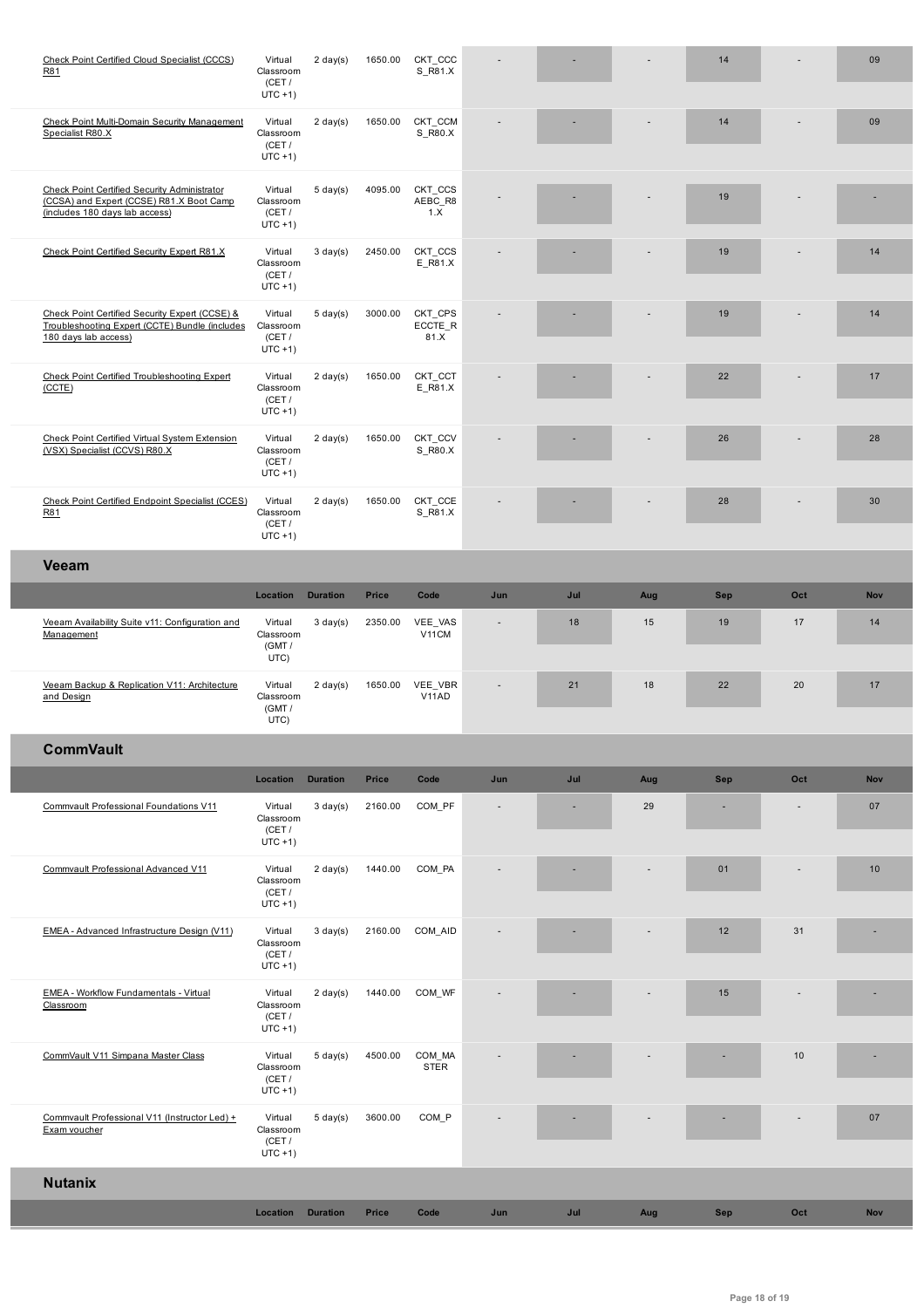| | Location | Duration | Price | Code | Jun | Jul | Aug | Sep | Oct | Nov |
|---|---|---|---|---|---|---|---|---|---|---|
| Check Point Certified Cloud Specialist (CCCS) R81 | Virtual Classroom (CET / UTC +1) | 2 day(s) | 1650.00 | CKT_CCCS_R81.X | - | - | - | 14 | - | 09 |
| Check Point Multi-Domain Security Management Specialist R80.X | Virtual Classroom (CET / UTC +1) | 2 day(s) | 1650.00 | CKT_CCMS_R80.X | - | - | - | 14 | - | 09 |
| Check Point Certified Security Administrator (CCSA) and Expert (CCSE) R81.X Boot Camp (includes 180 days lab access) | Virtual Classroom (CET / UTC +1) | 5 day(s) | 4095.00 | CKT_CCSAEBC_R81.X | - | - | - | 19 | - | - |
| Check Point Certified Security Expert R81.X | Virtual Classroom (CET / UTC +1) | 3 day(s) | 2450.00 | CKT_CCSE_R81.X | - | - | - | 19 | - | 14 |
| Check Point Certified Security Expert (CCSE) & Troubleshooting Expert (CCTE) Bundle (includes 180 days lab access) | Virtual Classroom (CET / UTC +1) | 5 day(s) | 3000.00 | CKT_CPSECCTE_R81.X | - | - | - | 19 | - | 14 |
| Check Point Certified Troubleshooting Expert (CCTE) | Virtual Classroom (CET / UTC +1) | 2 day(s) | 1650.00 | CKT_CCTE_R81.X | - | - | - | 22 | - | 17 |
| Check Point Certified Virtual System Extension (VSX) Specialist (CCVS) R80.X | Virtual Classroom (CET / UTC +1) | 2 day(s) | 1650.00 | CKT_CCVS_R80.X | - | - | - | 26 | - | 28 |
| Check Point Certified Endpoint Specialist (CCES) R81 | Virtual Classroom (CET / UTC +1) | 2 day(s) | 1650.00 | CKT_CCES_R81.X | - | - | - | 28 | - | 30 |

## Veeam

| | Location | Duration | Price | Code | Jun | Jul | Aug | Sep | Oct | Nov |
|---|---|---|---|---|---|---|---|---|---|---|
| Veeam Availability Suite v11: Configuration and Management | Virtual Classroom (GMT / UTC) | 3 day(s) | 2350.00 | VEE_VASV11CM | - | 18 | 15 | 19 | 17 | 14 |
| Veeam Backup & Replication V11: Architecture and Design | Virtual Classroom (GMT / UTC) | 2 day(s) | 1650.00 | VEE_VBRV11AD | - | 21 | 18 | 22 | 20 | 17 |

## CommVault

| | Location | Duration | Price | Code | Jun | Jul | Aug | Sep | Oct | Nov |
|---|---|---|---|---|---|---|---|---|---|---|
| Commvault Professional Foundations V11 | Virtual Classroom (CET / UTC +1) | 3 day(s) | 2160.00 | COM_PF | - | - | 29 | - | - | 07 |
| Commvault Professional Advanced V11 | Virtual Classroom (CET / UTC +1) | 2 day(s) | 1440.00 | COM_PA | - | - | - | 01 | - | 10 |
| EMEA - Advanced Infrastructure Design (V11) | Virtual Classroom (CET / UTC +1) | 3 day(s) | 2160.00 | COM_AID | - | - | - | 12 | 31 | - |
| EMEA - Workflow Fundamentals - Virtual Classroom | Virtual Classroom (CET / UTC +1) | 2 day(s) | 1440.00 | COM_WF | - | - | - | 15 | - | - |
| CommVault V11 Simpana Master Class | Virtual Classroom (CET / UTC +1) | 5 day(s) | 4500.00 | COM_MASTER | - | - | - | - | 10 | - |
| Commvault Professional V11 (Instructor Led) + Exam voucher | Virtual Classroom (CET / UTC +1) | 5 day(s) | 3600.00 | COM_P | - | - | - | - | - | 07 |

## Nutanix

| | Location | Duration | Price | Code | Jun | Jul | Aug | Sep | Oct | Nov |
|---|---|---|---|---|---|---|---|---|---|---|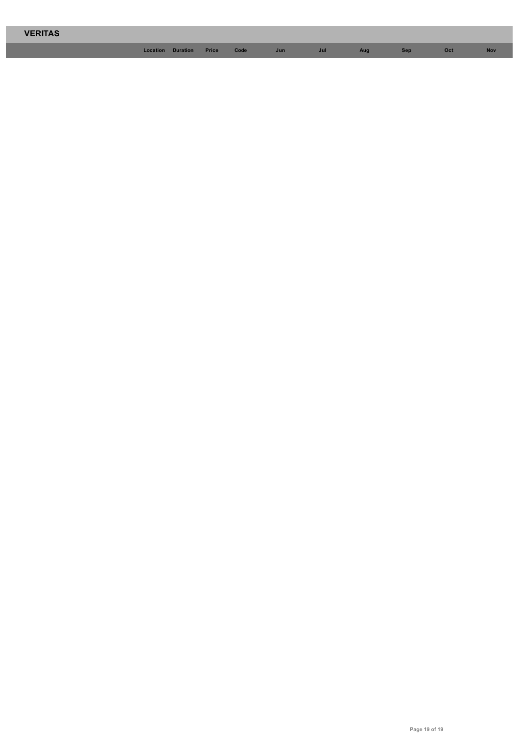## VERITAS

| | Location | Duration | Price | Code | Jun | Jul | Aug | Sep | Oct | Nov |
|---|---|---|---|---|---|---|---|---|---|---|